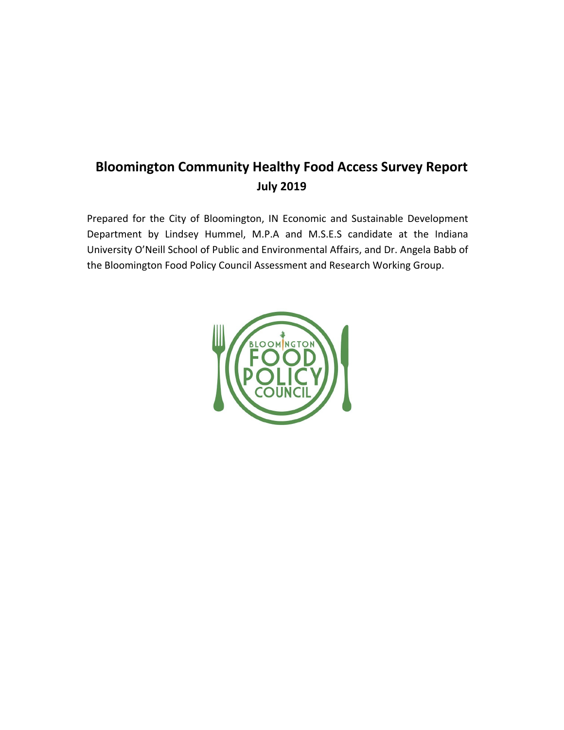# Bloomington Community Healthy Food Access Survey Report

**July 2019**

Prepared for the City of Bloomington, IN Economic and Sustainable Development Department by Lindsey Hummel, M.P.A and M.S.E.S candidate at the Indiana University O'Neill School of Public and Environmental Affairs, and Dr. Angela Babb of the Bloomington Food Policy Council Assessment and Research Working Group.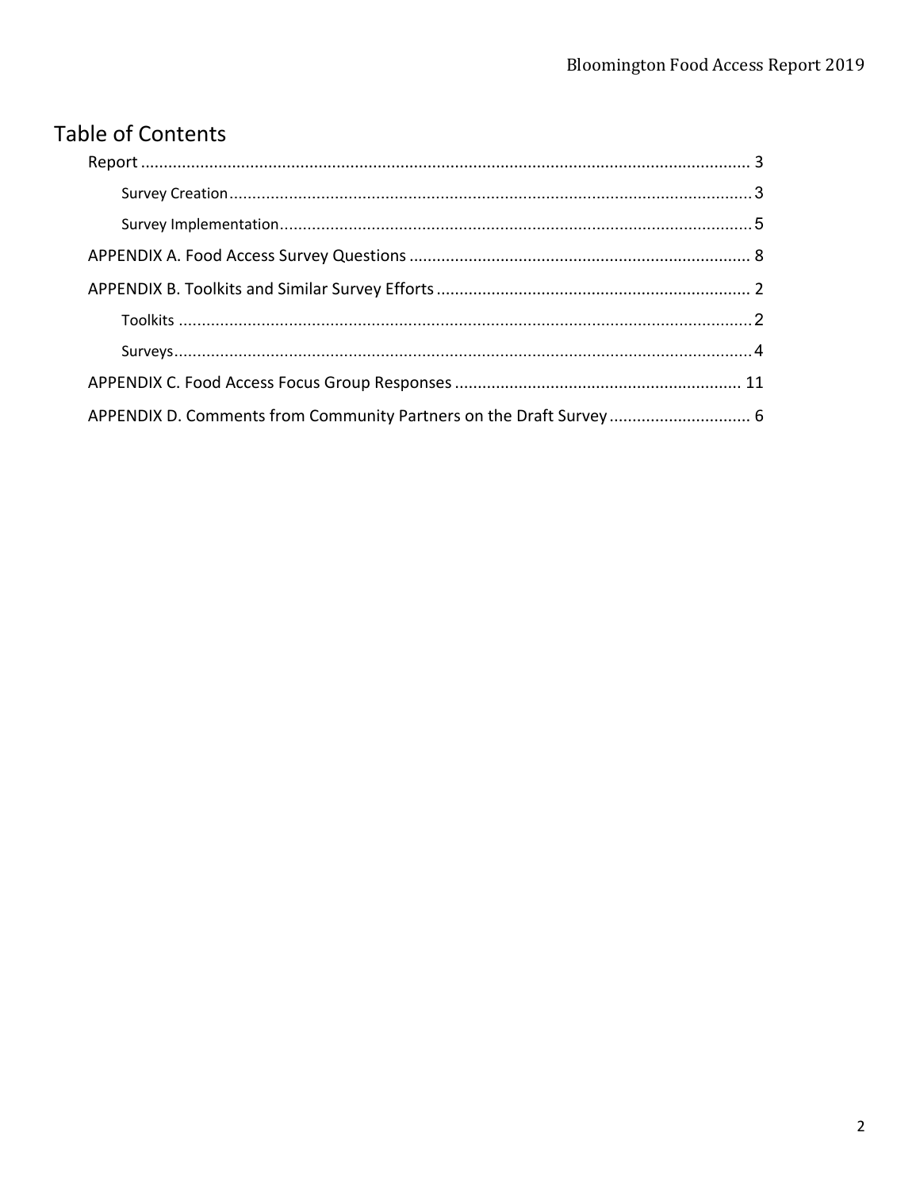# Table of Contents

- Report ........................................................................................................................ 3
  - Survey Creation ........................................................................................................ 3
  - Survey Implementation ............................................................................................ 5
- APPENDIX A. Food Access Survey Questions ............................................................... 8
- APPENDIX B. Toolkits and Similar Survey Efforts ......................................................... 2
  - Toolkits ..................................................................................................................... 2
  - Surveys ..................................................................................................................... 4
- APPENDIX C. Food Access Focus Group Responses .................................................. 11
- APPENDIX D. Comments from Community Partners on the Draft Survey ..................... 6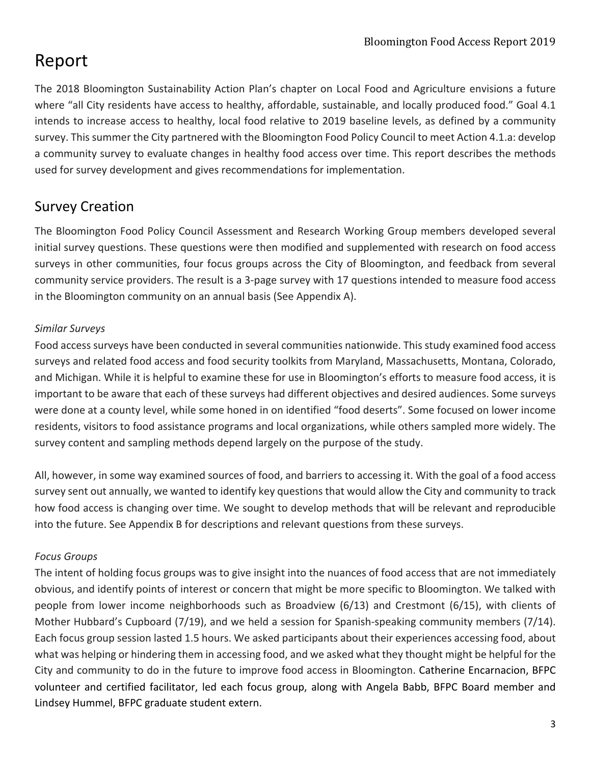# Report

The 2018 Bloomington Sustainability Action Plan's chapter on Local Food and Agriculture envisions a future where "all City residents have access to healthy, affordable, sustainable, and locally produced food." Goal 4.1 intends to increase access to healthy, local food relative to 2019 baseline levels, as defined by a community survey. This summer the City partnered with the Bloomington Food Policy Council to meet Action 4.1.a: develop a community survey to evaluate changes in healthy food access over time. This report describes the methods used for survey development and gives recommendations for implementation.

## Survey Creation

The Bloomington Food Policy Council Assessment and Research Working Group members developed several initial survey questions. These questions were then modified and supplemented with research on food access surveys in other communities, four focus groups across the City of Bloomington, and feedback from several community service providers. The result is a 3-page survey with 17 questions intended to measure food access in the Bloomington community on an annual basis (See Appendix A).

### *Similar Surveys*

Food access surveys have been conducted in several communities nationwide. This study examined food access surveys and related food access and food security toolkits from Maryland, Massachusetts, Montana, Colorado, and Michigan. While it is helpful to examine these for use in Bloomington's efforts to measure food access, it is important to be aware that each of these surveys had different objectives and desired audiences. Some surveys were done at a county level, while some honed in on identified "food deserts". Some focused on lower income residents, visitors to food assistance programs and local organizations, while others sampled more widely. The survey content and sampling methods depend largely on the purpose of the study.

All, however, in some way examined sources of food, and barriers to accessing it. With the goal of a food access survey sent out annually, we wanted to identify key questions that would allow the City and community to track how food access is changing over time. We sought to develop methods that will be relevant and reproducible into the future. See Appendix B for descriptions and relevant questions from these surveys.

### *Focus Groups*

The intent of holding focus groups was to give insight into the nuances of food access that are not immediately obvious, and identify points of interest or concern that might be more specific to Bloomington. We talked with people from lower income neighborhoods such as Broadview (6/13) and Crestmont (6/15), with clients of Mother Hubbard's Cupboard (7/19), and we held a session for Spanish-speaking community members (7/14). Each focus group session lasted 1.5 hours. We asked participants about their experiences accessing food, about what was helping or hindering them in accessing food, and we asked what they thought might be helpful for the City and community to do in the future to improve food access in Bloomington. Catherine Encarnacion, BFPC volunteer and certified facilitator, led each focus group, along with Angela Babb, BFPC Board member and Lindsey Hummel, BFPC graduate student extern.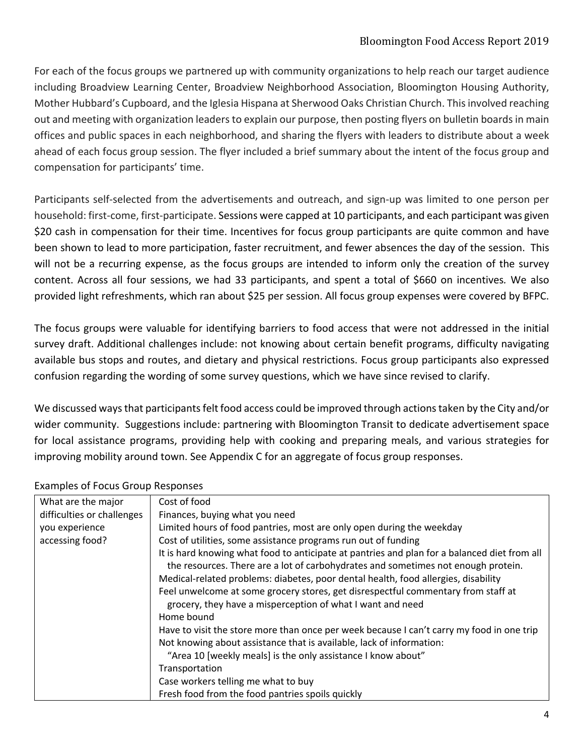For each of the focus groups we partnered up with community organizations to help reach our target audience including Broadview Learning Center, Broadview Neighborhood Association, Bloomington Housing Authority, Mother Hubbard's Cupboard, and the Iglesia Hispana at Sherwood Oaks Christian Church. This involved reaching out and meeting with organization leaders to explain our purpose, then posting flyers on bulletin boards in main offices and public spaces in each neighborhood, and sharing the flyers with leaders to distribute about a week ahead of each focus group session. The flyer included a brief summary about the intent of the focus group and compensation for participants' time.

Participants self-selected from the advertisements and outreach, and sign-up was limited to one person per household: first-come, first-participate. Sessions were capped at 10 participants, and each participant was given \$20 cash in compensation for their time. Incentives for focus group participants are quite common and have been shown to lead to more participation, faster recruitment, and fewer absences the day of the session. This will not be a recurring expense, as the focus groups are intended to inform only the creation of the survey content. Across all four sessions, we had 33 participants, and spent a total of \$660 on incentives. We also provided light refreshments, which ran about \$25 per session. All focus group expenses were covered by BFPC.

The focus groups were valuable for identifying barriers to food access that were not addressed in the initial survey draft. Additional challenges include: not knowing about certain benefit programs, difficulty navigating available bus stops and routes, and dietary and physical restrictions. Focus group participants also expressed confusion regarding the wording of some survey questions, which we have since revised to clarify.

We discussed ways that participants felt food access could be improved through actions taken by the City and/or wider community. Suggestions include: partnering with Bloomington Transit to dedicate advertisement space for local assistance programs, providing help with cooking and preparing meals, and various strategies for improving mobility around town. See Appendix C for an aggregate of focus group responses.

Examples of Focus Group Responses

| What are the major difficulties or challenges you experience accessing food? | Cost of food<br>Finances, buying what you need<br>Limited hours of food pantries, most are only open during the weekday<br>Cost of utilities, some assistance programs run out of funding<br>It is hard knowing what food to anticipate at pantries and plan for a balanced diet from all the resources. There are a lot of carbohydrates and sometimes not enough protein.<br>Medical-related problems: diabetes, poor dental health, food allergies, disability<br>Feel unwelcome at some grocery stores, get disrespectful commentary from staff at grocery, they have a misperception of what I want and need<br>Home bound<br>Have to visit the store more than once per week because I can't carry my food in one trip<br>Not knowing about assistance that is available, lack of information: "Area 10 [weekly meals] is the only assistance I know about"<br>Transportation<br>Case workers telling me what to buy<br>Fresh food from the food pantries spoils quickly |
|---|---|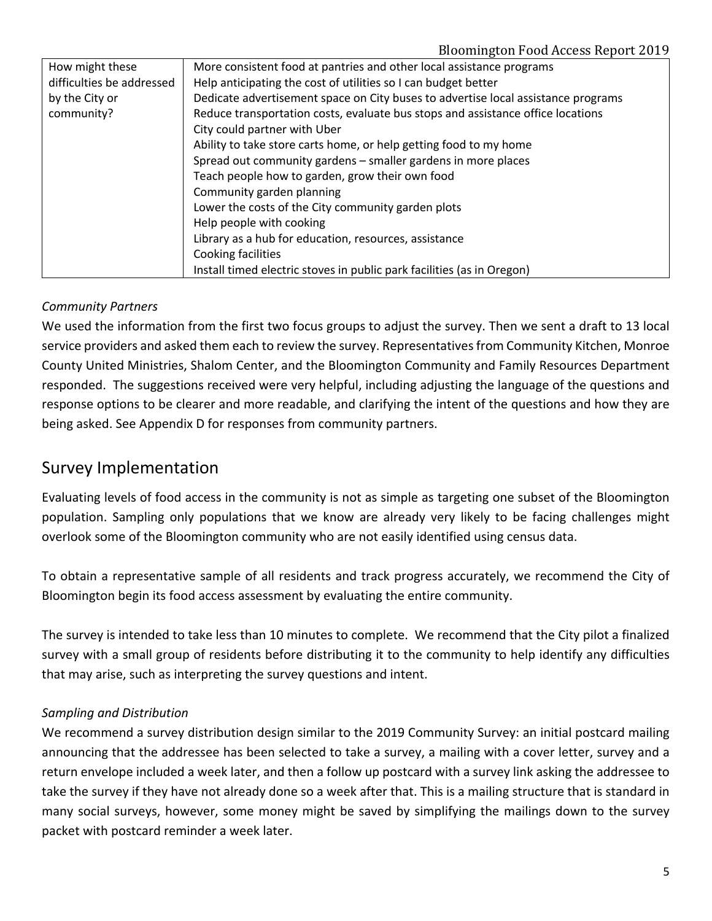| How might these difficulties be addressed by the City or community? | More consistent food at pantries and other local assistance programs<br>Help anticipating the cost of utilities so I can budget better<br>Dedicate advertisement space on City buses to advertise local assistance programs<br>Reduce transportation costs, evaluate bus stops and assistance office locations<br>City could partner with Uber<br>Ability to take store carts home, or help getting food to my home<br>Spread out community gardens – smaller gardens in more places<br>Teach people how to garden, grow their own food<br>Community garden planning<br>Lower the costs of the City community garden plots<br>Help people with cooking<br>Library as a hub for education, resources, assistance<br>Cooking facilities<br>Install timed electric stoves in public park facilities (as in Oregon) |
|---|---|

*Community Partners*

We used the information from the first two focus groups to adjust the survey. Then we sent a draft to 13 local service providers and asked them each to review the survey. Representatives from Community Kitchen, Monroe County United Ministries, Shalom Center, and the Bloomington Community and Family Resources Department responded. The suggestions received were very helpful, including adjusting the language of the questions and response options to be clearer and more readable, and clarifying the intent of the questions and how they are being asked. See Appendix D for responses from community partners.

## Survey Implementation

Evaluating levels of food access in the community is not as simple as targeting one subset of the Bloomington population. Sampling only populations that we know are already very likely to be facing challenges might overlook some of the Bloomington community who are not easily identified using census data.

To obtain a representative sample of all residents and track progress accurately, we recommend the City of Bloomington begin its food access assessment by evaluating the entire community.

The survey is intended to take less than 10 minutes to complete. We recommend that the City pilot a finalized survey with a small group of residents before distributing it to the community to help identify any difficulties that may arise, such as interpreting the survey questions and intent.

*Sampling and Distribution*

We recommend a survey distribution design similar to the 2019 Community Survey: an initial postcard mailing announcing that the addressee has been selected to take a survey, a mailing with a cover letter, survey and a return envelope included a week later, and then a follow up postcard with a survey link asking the addressee to take the survey if they have not already done so a week after that. This is a mailing structure that is standard in many social surveys, however, some money might be saved by simplifying the mailings down to the survey packet with postcard reminder a week later.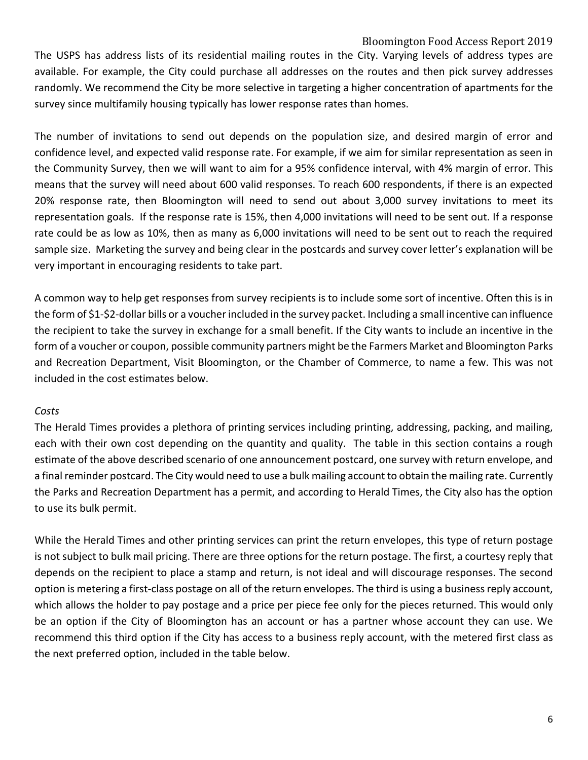The USPS has address lists of its residential mailing routes in the City. Varying levels of address types are available. For example, the City could purchase all addresses on the routes and then pick survey addresses randomly. We recommend the City be more selective in targeting a higher concentration of apartments for the survey since multifamily housing typically has lower response rates than homes.

The number of invitations to send out depends on the population size, and desired margin of error and confidence level, and expected valid response rate. For example, if we aim for similar representation as seen in the Community Survey, then we will want to aim for a 95% confidence interval, with 4% margin of error. This means that the survey will need about 600 valid responses. To reach 600 respondents, if there is an expected 20% response rate, then Bloomington will need to send out about 3,000 survey invitations to meet its representation goals. If the response rate is 15%, then 4,000 invitations will need to be sent out. If a response rate could be as low as 10%, then as many as 6,000 invitations will need to be sent out to reach the required sample size. Marketing the survey and being clear in the postcards and survey cover letter's explanation will be very important in encouraging residents to take part.

A common way to help get responses from survey recipients is to include some sort of incentive. Often this is in the form of $1-$2-dollar bills or a voucher included in the survey packet. Including a small incentive can influence the recipient to take the survey in exchange for a small benefit. If the City wants to include an incentive in the form of a voucher or coupon, possible community partners might be the Farmers Market and Bloomington Parks and Recreation Department, Visit Bloomington, or the Chamber of Commerce, to name a few. This was not included in the cost estimates below.

*Costs*

The Herald Times provides a plethora of printing services including printing, addressing, packing, and mailing, each with their own cost depending on the quantity and quality. The table in this section contains a rough estimate of the above described scenario of one announcement postcard, one survey with return envelope, and a final reminder postcard. The City would need to use a bulk mailing account to obtain the mailing rate. Currently the Parks and Recreation Department has a permit, and according to Herald Times, the City also has the option to use its bulk permit.

While the Herald Times and other printing services can print the return envelopes, this type of return postage is not subject to bulk mail pricing. There are three options for the return postage. The first, a courtesy reply that depends on the recipient to place a stamp and return, is not ideal and will discourage responses. The second option is metering a first-class postage on all of the return envelopes. The third is using a business reply account, which allows the holder to pay postage and a price per piece fee only for the pieces returned. This would only be an option if the City of Bloomington has an account or has a partner whose account they can use. We recommend this third option if the City has access to a business reply account, with the metered first class as the next preferred option, included in the table below.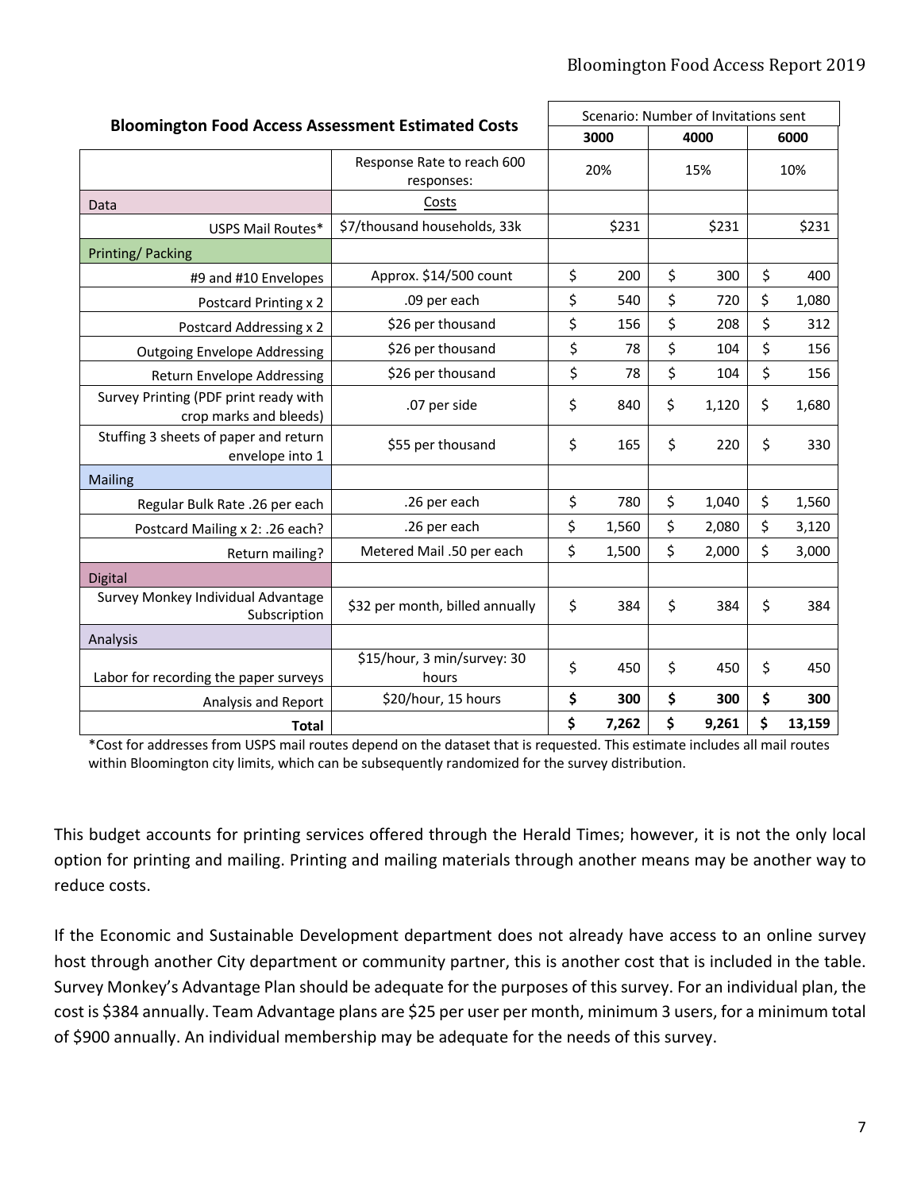| Bloomington Food Access Assessment Estimated Costs | | Scenario: Number of Invitations sent | | |
|---|---|---|---|---|
| | | 3000 | 4000 | 6000 |
| | Response Rate to reach 600 responses: | 20% | 15% | 10% |
| Data | Costs | | | |
| USPS Mail Routes* | $7/thousand households, 33k | $231 | $231 | $231 |
| Printing/ Packing | | | | |
| #9 and #10 Envelopes | Approx. $14/500 count | $ 200 | $ 300 | $ 400 |
| Postcard Printing x 2 | .09 per each | $ 540 | $ 720 | $ 1,080 |
| Postcard Addressing x 2 | $26 per thousand | $ 156 | $ 208 | $ 312 |
| Outgoing Envelope Addressing | $26 per thousand | $ 78 | $ 104 | $ 156 |
| Return Envelope Addressing | $26 per thousand | $ 78 | $ 104 | $ 156 |
| Survey Printing (PDF print ready with crop marks and bleeds) | .07 per side | $ 840 | $ 1,120 | $ 1,680 |
| Stuffing 3 sheets of paper and return envelope into 1 | $55 per thousand | $ 165 | $ 220 | $ 330 |
| Mailing | | | | |
| Regular Bulk Rate .26 per each | .26 per each | $ 780 | $ 1,040 | $ 1,560 |
| Postcard Mailing x 2: .26 each? | .26 per each | $ 1,560 | $ 2,080 | $ 3,120 |
| Return mailing? | Metered Mail .50 per each | $ 1,500 | $ 2,000 | $ 3,000 |
| Digital | | | | |
| Survey Monkey Individual Advantage Subscription | $32 per month, billed annually | $ 384 | $ 384 | $ 384 |
| Analysis | | | | |
| Labor for recording the paper surveys | $15/hour, 3 min/survey: 30 hours | $ 450 | $ 450 | $ 450 |
| Analysis and Report | $20/hour, 15 hours | **$ 300** | **$ 300** | **$ 300** |
| **Total** | | **$ 7,262** | **$ 9,261** | **$ 13,159** |

*Cost for addresses from USPS mail routes depend on the dataset that is requested. This estimate includes all mail routes within Bloomington city limits, which can be subsequently randomized for the survey distribution.

This budget accounts for printing services offered through the Herald Times; however, it is not the only local option for printing and mailing. Printing and mailing materials through another means may be another way to reduce costs.

If the Economic and Sustainable Development department does not already have access to an online survey host through another City department or community partner, this is another cost that is included in the table. Survey Monkey's Advantage Plan should be adequate for the purposes of this survey. For an individual plan, the cost is $384 annually. Team Advantage plans are $25 per user per month, minimum 3 users, for a minimum total of $900 annually. An individual membership may be adequate for the needs of this survey.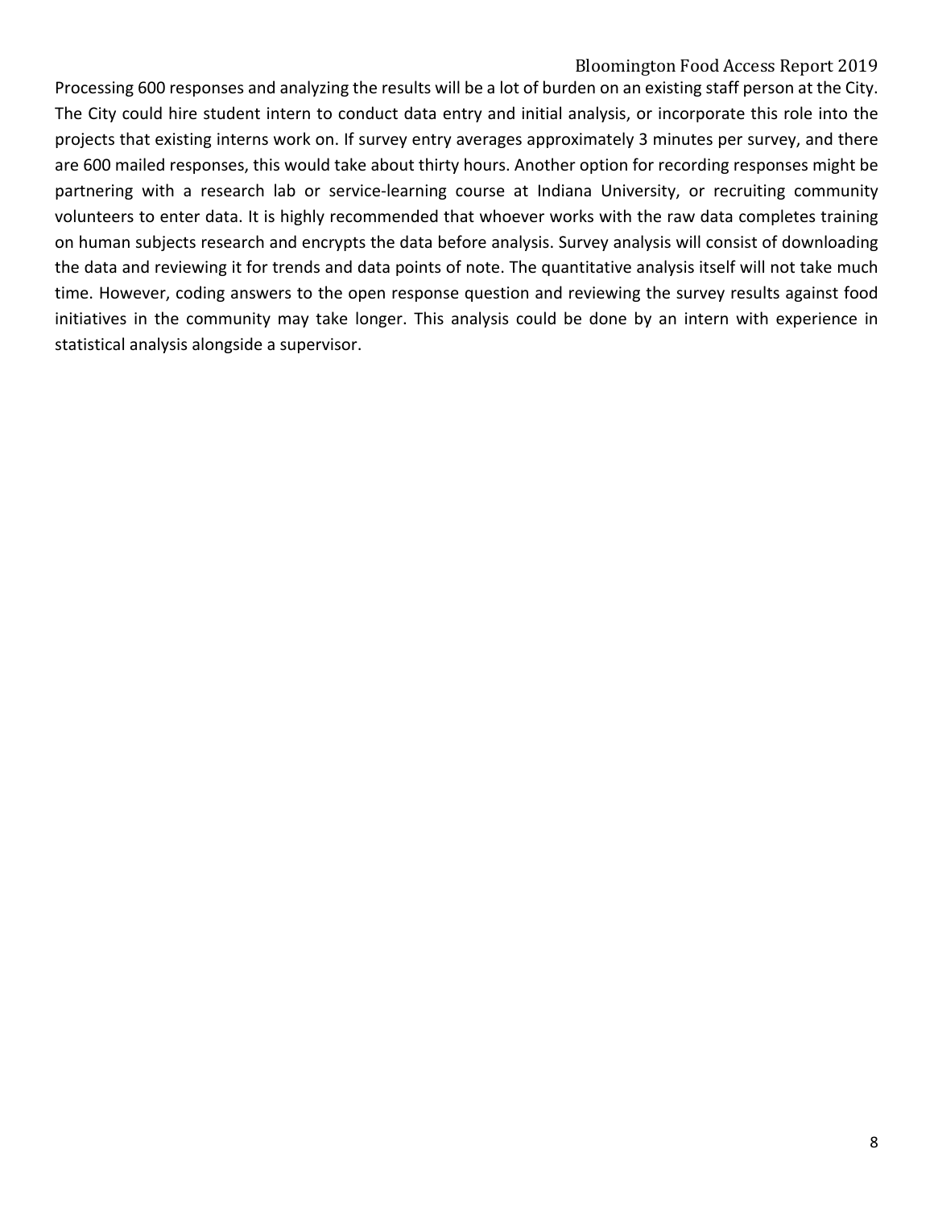Processing 600 responses and analyzing the results will be a lot of burden on an existing staff person at the City. The City could hire student intern to conduct data entry and initial analysis, or incorporate this role into the projects that existing interns work on. If survey entry averages approximately 3 minutes per survey, and there are 600 mailed responses, this would take about thirty hours. Another option for recording responses might be partnering with a research lab or service-learning course at Indiana University, or recruiting community volunteers to enter data. It is highly recommended that whoever works with the raw data completes training on human subjects research and encrypts the data before analysis. Survey analysis will consist of downloading the data and reviewing it for trends and data points of note. The quantitative analysis itself will not take much time. However, coding answers to the open response question and reviewing the survey results against food initiatives in the community may take longer. This analysis could be done by an intern with experience in statistical analysis alongside a supervisor.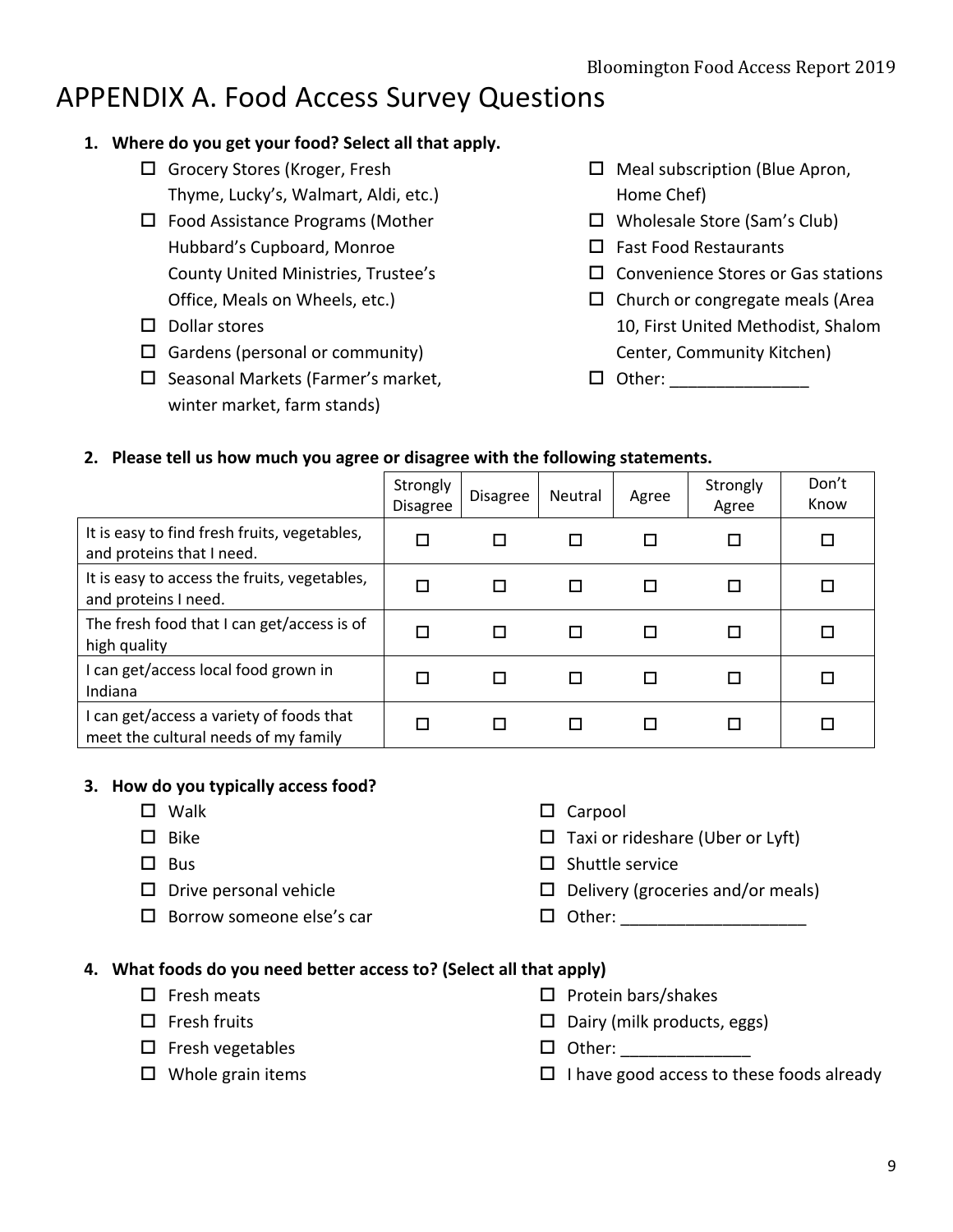# APPENDIX A. Food Access Survey Questions

**1. Where do you get your food? Select all that apply.**

- ☐ Grocery Stores (Kroger, Fresh Thyme, Lucky's, Walmart, Aldi, etc.)
- ☐ Food Assistance Programs (Mother Hubbard's Cupboard, Monroe County United Ministries, Trustee's Office, Meals on Wheels, etc.)
- ☐ Dollar stores
- ☐ Gardens (personal or community)
- ☐ Seasonal Markets (Farmer's market, winter market, farm stands)
- ☐ Meal subscription (Blue Apron, Home Chef)
- ☐ Wholesale Store (Sam's Club)
- ☐ Fast Food Restaurants
- ☐ Convenience Stores or Gas stations
- ☐ Church or congregate meals (Area 10, First United Methodist, Shalom Center, Community Kitchen)
- ☐ Other: _______________

**2. Please tell us how much you agree or disagree with the following statements.**

| | Strongly Disagree | Disagree | Neutral | Agree | Strongly Agree | Don't Know |
|---|---|---|---|---|---|---|
| It is easy to find fresh fruits, vegetables, and proteins that I need. | ☐ | ☐ | ☐ | ☐ | ☐ | ☐ |
| It is easy to access the fruits, vegetables, and proteins I need. | ☐ | ☐ | ☐ | ☐ | ☐ | ☐ |
| The fresh food that I can get/access is of high quality | ☐ | ☐ | ☐ | ☐ | ☐ | ☐ |
| I can get/access local food grown in Indiana | ☐ | ☐ | ☐ | ☐ | ☐ | ☐ |
| I can get/access a variety of foods that meet the cultural needs of my family | ☐ | ☐ | ☐ | ☐ | ☐ | ☐ |

**3. How do you typically access food?**

- ☐ Walk
- ☐ Bike
- ☐ Bus
- ☐ Drive personal vehicle
- ☐ Borrow someone else's car
- ☐ Carpool
- ☐ Taxi or rideshare (Uber or Lyft)
- ☐ Shuttle service
- ☐ Delivery (groceries and/or meals)
- ☐ Other: ____________________

**4. What foods do you need better access to? (Select all that apply)**

- ☐ Fresh meats
- ☐ Fresh fruits
- ☐ Fresh vegetables
- ☐ Whole grain items
- ☐ Protein bars/shakes
- ☐ Dairy (milk products, eggs)
- ☐ Other: ______________
- ☐ I have good access to these foods already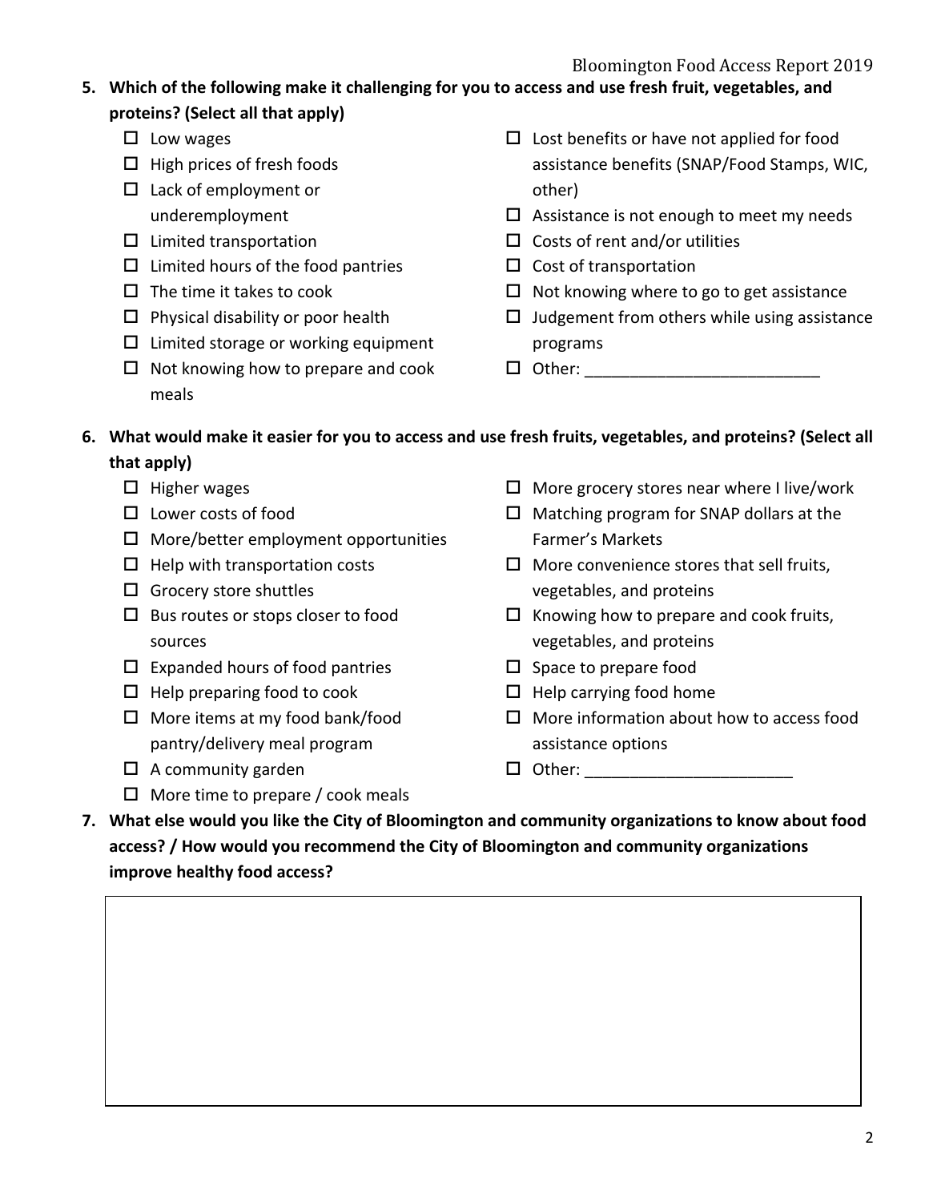**5. Which of the following make it challenging for you to access and use fresh fruit, vegetables, and proteins? (Select all that apply)**

- ☐ Low wages
- ☐ High prices of fresh foods
- ☐ Lack of employment or underemployment
- ☐ Limited transportation
- ☐ Limited hours of the food pantries
- ☐ The time it takes to cook
- ☐ Physical disability or poor health
- ☐ Limited storage or working equipment
- ☐ Not knowing how to prepare and cook meals
- ☐ Lost benefits or have not applied for food assistance benefits (SNAP/Food Stamps, WIC, other)
- ☐ Assistance is not enough to meet my needs
- ☐ Costs of rent and/or utilities
- ☐ Cost of transportation
- ☐ Not knowing where to go to get assistance
- ☐ Judgement from others while using assistance programs
- ☐ Other: ___________________________

**6. What would make it easier for you to access and use fresh fruits, vegetables, and proteins? (Select all that apply)**

- ☐ Higher wages
- ☐ Lower costs of food
- ☐ More/better employment opportunities
- ☐ Help with transportation costs
- ☐ Grocery store shuttles
- ☐ Bus routes or stops closer to food sources
- ☐ Expanded hours of food pantries
- ☐ Help preparing food to cook
- ☐ More items at my food bank/food pantry/delivery meal program
- ☐ A community garden
- ☐ More time to prepare / cook meals
- ☐ More grocery stores near where I live/work
- ☐ Matching program for SNAP dollars at the Farmer's Markets
- ☐ More convenience stores that sell fruits, vegetables, and proteins
- ☐ Knowing how to prepare and cook fruits, vegetables, and proteins
- ☐ Space to prepare food
- ☐ Help carrying food home
- ☐ More information about how to access food assistance options
- ☐ Other: ________________________

**7. What else would you like the City of Bloomington and community organizations to know about food access? / How would you recommend the City of Bloomington and community organizations improve healthy food access?**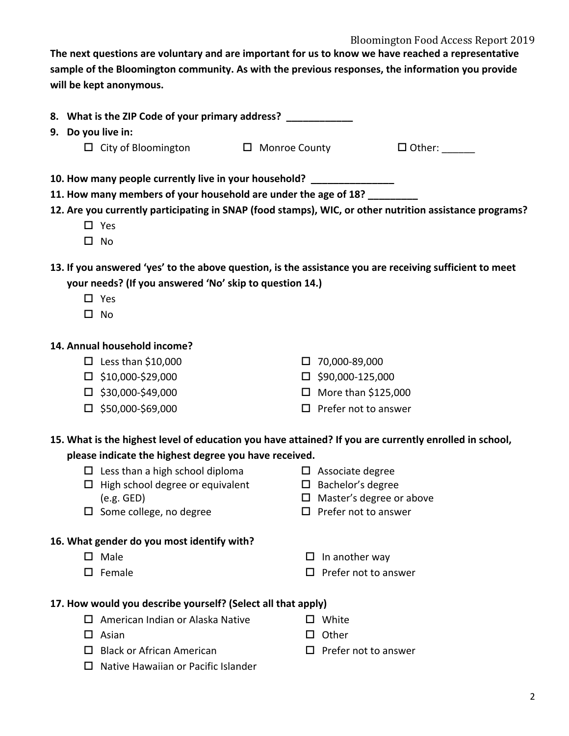**The next questions are voluntary and are important for us to know we have reached a representative sample of the Bloomington community. As with the previous responses, the information you provide will be kept anonymous.**

**8. What is the ZIP Code of your primary address? ____________**

**9. Do you live in:**

- ☐ City of Bloomington
- ☐ Monroe County
- ☐ Other: ______

**10. How many people currently live in your household? _______________**

**11. How many members of your household are under the age of 18? _________**

**12. Are you currently participating in SNAP (food stamps), WIC, or other nutrition assistance programs?**

- ☐ Yes
- ☐ No

**13. If you answered 'yes' to the above question, is the assistance you are receiving sufficient to meet your needs? (If you answered 'No' skip to question 14.)**

- ☐ Yes
- ☐ No

**14. Annual household income?**

- ☐ Less than $10,000
- ☐ $10,000-$29,000
- ☐ $30,000-$49,000
- ☐ $50,000-$69,000
- ☐ 70,000-89,000
- ☐ $90,000-125,000
- ☐ More than $125,000
- ☐ Prefer not to answer

**15. What is the highest level of education you have attained? If you are currently enrolled in school, please indicate the highest degree you have received.**

- ☐ Less than a high school diploma
- ☐ High school degree or equivalent (e.g. GED)
- ☐ Some college, no degree
- ☐ Associate degree
- ☐ Bachelor's degree
- ☐ Master's degree or above
- ☐ Prefer not to answer

**16. What gender do you most identify with?**

- ☐ Male
- ☐ Female
- ☐ In another way
- ☐ Prefer not to answer

**17. How would you describe yourself? (Select all that apply)**

- ☐ American Indian or Alaska Native
- ☐ Asian
- ☐ Black or African American
- ☐ Native Hawaiian or Pacific Islander
- ☐ White
- ☐ Other
- ☐ Prefer not to answer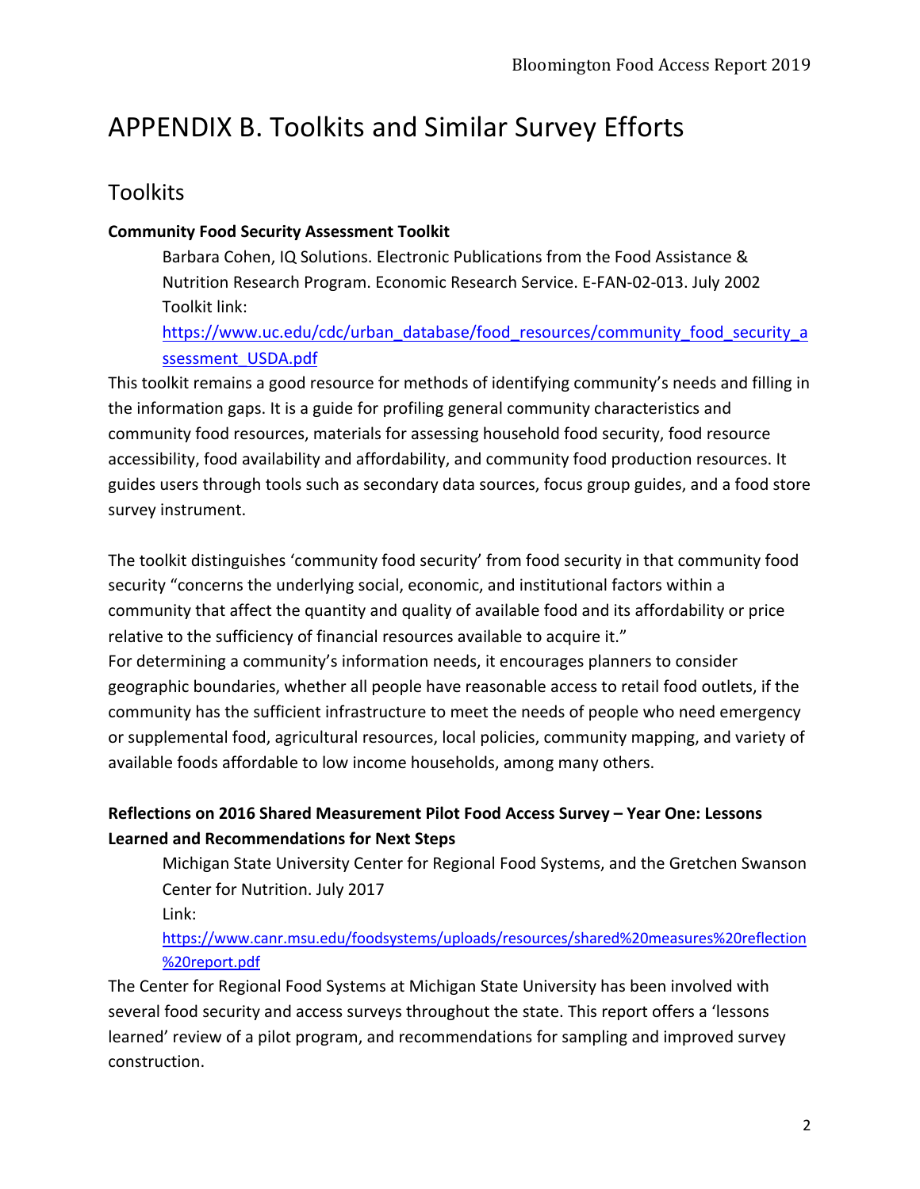# APPENDIX B. Toolkits and Similar Survey Efforts

## Toolkits

**Community Food Security Assessment Toolkit**

Barbara Cohen, IQ Solutions. Electronic Publications from the Food Assistance & Nutrition Research Program. Economic Research Service. E-FAN-02-013. July 2002
Toolkit link:
https://www.uc.edu/cdc/urban_database/food_resources/community_food_security_assessment_USDA.pdf

This toolkit remains a good resource for methods of identifying community's needs and filling in the information gaps. It is a guide for profiling general community characteristics and community food resources, materials for assessing household food security, food resource accessibility, food availability and affordability, and community food production resources. It guides users through tools such as secondary data sources, focus group guides, and a food store survey instrument.

The toolkit distinguishes 'community food security' from food security in that community food security "concerns the underlying social, economic, and institutional factors within a community that affect the quantity and quality of available food and its affordability or price relative to the sufficiency of financial resources available to acquire it."
For determining a community's information needs, it encourages planners to consider geographic boundaries, whether all people have reasonable access to retail food outlets, if the community has the sufficient infrastructure to meet the needs of people who need emergency or supplemental food, agricultural resources, local policies, community mapping, and variety of available foods affordable to low income households, among many others.

**Reflections on 2016 Shared Measurement Pilot Food Access Survey – Year One: Lessons Learned and Recommendations for Next Steps**

Michigan State University Center for Regional Food Systems, and the Gretchen Swanson Center for Nutrition. July 2017
Link:
https://www.canr.msu.edu/foodsystems/uploads/resources/shared%20measures%20reflection%20report.pdf

The Center for Regional Food Systems at Michigan State University has been involved with several food security and access surveys throughout the state. This report offers a 'lessons learned' review of a pilot program, and recommendations for sampling and improved survey construction.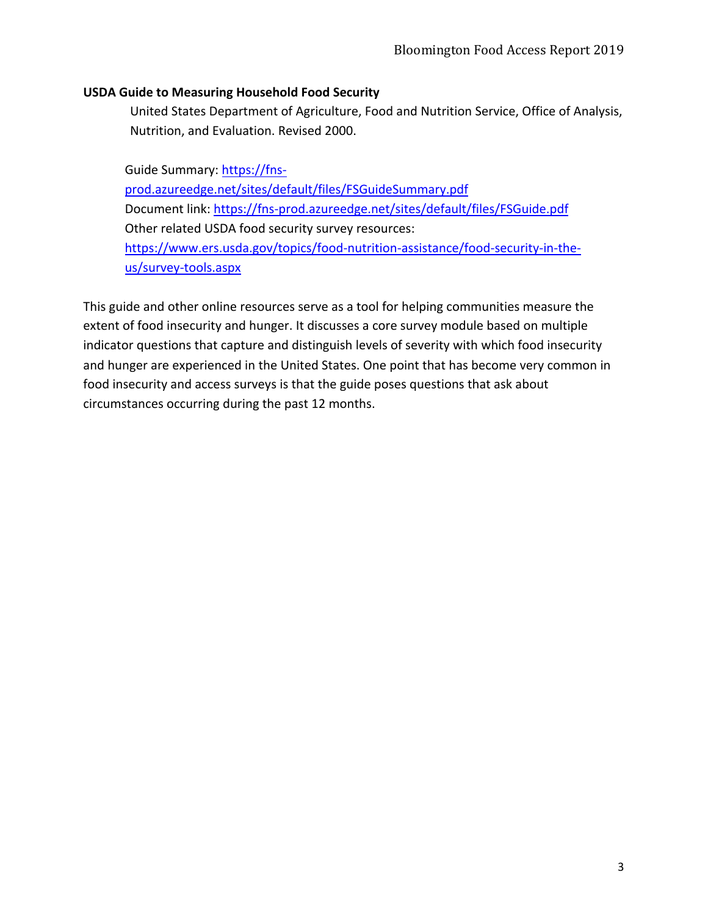**USDA Guide to Measuring Household Food Security**

United States Department of Agriculture, Food and Nutrition Service, Office of Analysis, Nutrition, and Evaluation. Revised 2000.

Guide Summary: https://fns-prod.azureedge.net/sites/default/files/FSGuideSummary.pdf
Document link: https://fns-prod.azureedge.net/sites/default/files/FSGuide.pdf
Other related USDA food security survey resources: https://www.ers.usda.gov/topics/food-nutrition-assistance/food-security-in-the-us/survey-tools.aspx

This guide and other online resources serve as a tool for helping communities measure the extent of food insecurity and hunger. It discusses a core survey module based on multiple indicator questions that capture and distinguish levels of severity with which food insecurity and hunger are experienced in the United States. One point that has become very common in food insecurity and access surveys is that the guide poses questions that ask about circumstances occurring during the past 12 months.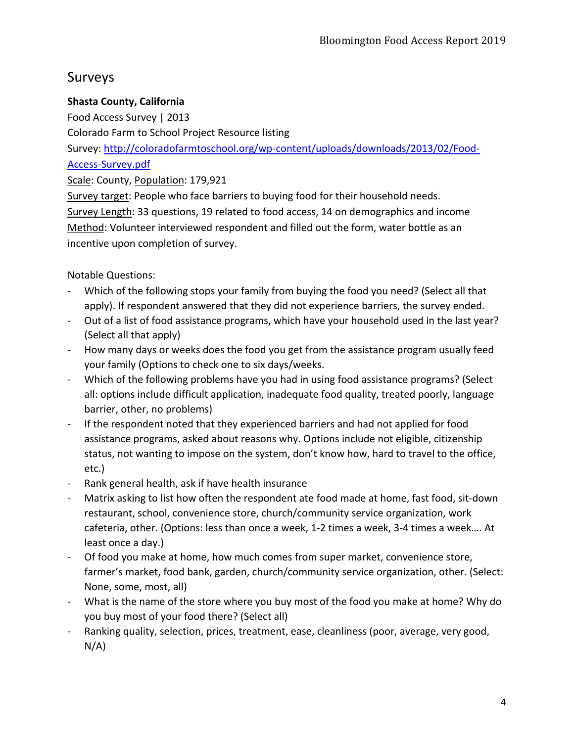## Surveys

**Shasta County, California**

Food Access Survey | 2013

Colorado Farm to School Project Resource listing

Survey: [http://coloradofarmtoschool.org/wp-content/uploads/downloads/2013/02/Food-Access-Survey.pdf](http://coloradofarmtoschool.org/wp-content/uploads/downloads/2013/02/Food-Access-Survey.pdf)

Scale: County, Population: 179,921

Survey target: People who face barriers to buying food for their household needs.

Survey Length: 33 questions, 19 related to food access, 14 on demographics and income

Method: Volunteer interviewed respondent and filled out the form, water bottle as an incentive upon completion of survey.

Notable Questions:

- Which of the following stops your family from buying the food you need? (Select all that apply). If respondent answered that they did not experience barriers, the survey ended.
- Out of a list of food assistance programs, which have your household used in the last year? (Select all that apply)
- How many days or weeks does the food you get from the assistance program usually feed your family (Options to check one to six days/weeks.
- Which of the following problems have you had in using food assistance programs? (Select all: options include difficult application, inadequate food quality, treated poorly, language barrier, other, no problems)
- If the respondent noted that they experienced barriers and had not applied for food assistance programs, asked about reasons why. Options include not eligible, citizenship status, not wanting to impose on the system, don't know how, hard to travel to the office, etc.)
- Rank general health, ask if have health insurance
- Matrix asking to list how often the respondent ate food made at home, fast food, sit-down restaurant, school, convenience store, church/community service organization, work cafeteria, other. (Options: less than once a week, 1-2 times a week, 3-4 times a week…. At least once a day.)
- Of food you make at home, how much comes from super market, convenience store, farmer's market, food bank, garden, church/community service organization, other. (Select: None, some, most, all)
- What is the name of the store where you buy most of the food you make at home? Why do you buy most of your food there? (Select all)
- Ranking quality, selection, prices, treatment, ease, cleanliness (poor, average, very good, N/A)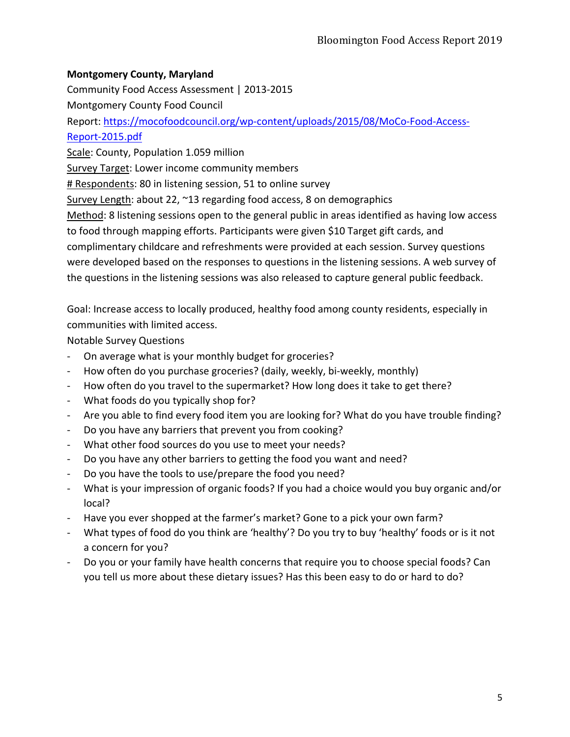**Montgomery County, Maryland**

Community Food Access Assessment | 2013-2015

Montgomery County Food Council

Report: [https://mocofoodcouncil.org/wp-content/uploads/2015/08/MoCo-Food-Access-Report-2015.pdf](https://mocofoodcouncil.org/wp-content/uploads/2015/08/MoCo-Food-Access-Report-2015.pdf)

Scale: County, Population 1.059 million

Survey Target: Lower income community members

# Respondents: 80 in listening session, 51 to online survey

Survey Length: about 22, ~13 regarding food access, 8 on demographics

Method: 8 listening sessions open to the general public in areas identified as having low access to food through mapping efforts. Participants were given $10 Target gift cards, and complimentary childcare and refreshments were provided at each session. Survey questions were developed based on the responses to questions in the listening sessions. A web survey of the questions in the listening sessions was also released to capture general public feedback.

Goal: Increase access to locally produced, healthy food among county residents, especially in communities with limited access.

Notable Survey Questions

- On average what is your monthly budget for groceries?
- How often do you purchase groceries? (daily, weekly, bi-weekly, monthly)
- How often do you travel to the supermarket? How long does it take to get there?
- What foods do you typically shop for?
- Are you able to find every food item you are looking for? What do you have trouble finding?
- Do you have any barriers that prevent you from cooking?
- What other food sources do you use to meet your needs?
- Do you have any other barriers to getting the food you want and need?
- Do you have the tools to use/prepare the food you need?
- What is your impression of organic foods? If you had a choice would you buy organic and/or local?
- Have you ever shopped at the farmer's market? Gone to a pick your own farm?
- What types of food do you think are 'healthy'? Do you try to buy 'healthy' foods or is it not a concern for you?
- Do you or your family have health concerns that require you to choose special foods? Can you tell us more about these dietary issues? Has this been easy to do or hard to do?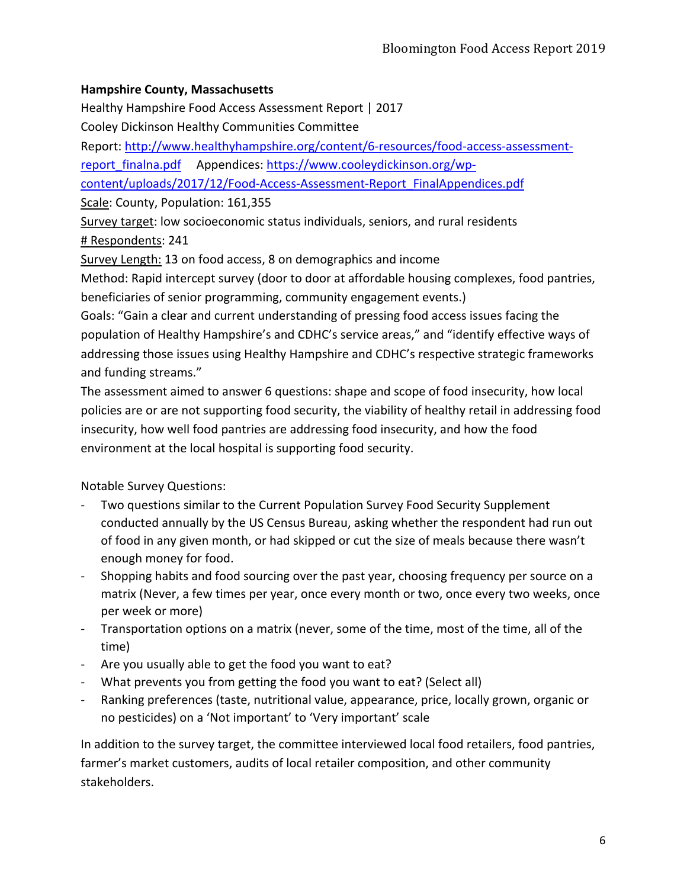**Hampshire County, Massachusetts**

Healthy Hampshire Food Access Assessment Report | 2017

Cooley Dickinson Healthy Communities Committee

Report: [http://www.healthyhampshire.org/content/6-resources/food-access-assessment-report_finalna.pdf](http://www.healthyhampshire.org/content/6-resources/food-access-assessment-report_finalna.pdf) Appendices: [https://www.cooleydickinson.org/wp-content/uploads/2017/12/Food-Access-Assessment-Report_FinalAppendices.pdf](https://www.cooleydickinson.org/wp-content/uploads/2017/12/Food-Access-Assessment-Report_FinalAppendices.pdf)

<u>Scale</u>: County, Population: 161,355

<u>Survey target</u>: low socioeconomic status individuals, seniors, and rural residents

<u># Respondents</u>: 241

<u>Survey Length:</u> 13 on food access, 8 on demographics and income

Method: Rapid intercept survey (door to door at affordable housing complexes, food pantries, beneficiaries of senior programming, community engagement events.)

Goals: "Gain a clear and current understanding of pressing food access issues facing the population of Healthy Hampshire's and CDHC's service areas," and "identify effective ways of addressing those issues using Healthy Hampshire and CDHC's respective strategic frameworks and funding streams."

The assessment aimed to answer 6 questions: shape and scope of food insecurity, how local policies are or are not supporting food security, the viability of healthy retail in addressing food insecurity, how well food pantries are addressing food insecurity, and how the food environment at the local hospital is supporting food security.

Notable Survey Questions:

- Two questions similar to the Current Population Survey Food Security Supplement conducted annually by the US Census Bureau, asking whether the respondent had run out of food in any given month, or had skipped or cut the size of meals because there wasn't enough money for food.
- Shopping habits and food sourcing over the past year, choosing frequency per source on a matrix (Never, a few times per year, once every month or two, once every two weeks, once per week or more)
- Transportation options on a matrix (never, some of the time, most of the time, all of the time)
- Are you usually able to get the food you want to eat?
- What prevents you from getting the food you want to eat? (Select all)
- Ranking preferences (taste, nutritional value, appearance, price, locally grown, organic or no pesticides) on a 'Not important' to 'Very important' scale

In addition to the survey target, the committee interviewed local food retailers, food pantries, farmer's market customers, audits of local retailer composition, and other community stakeholders.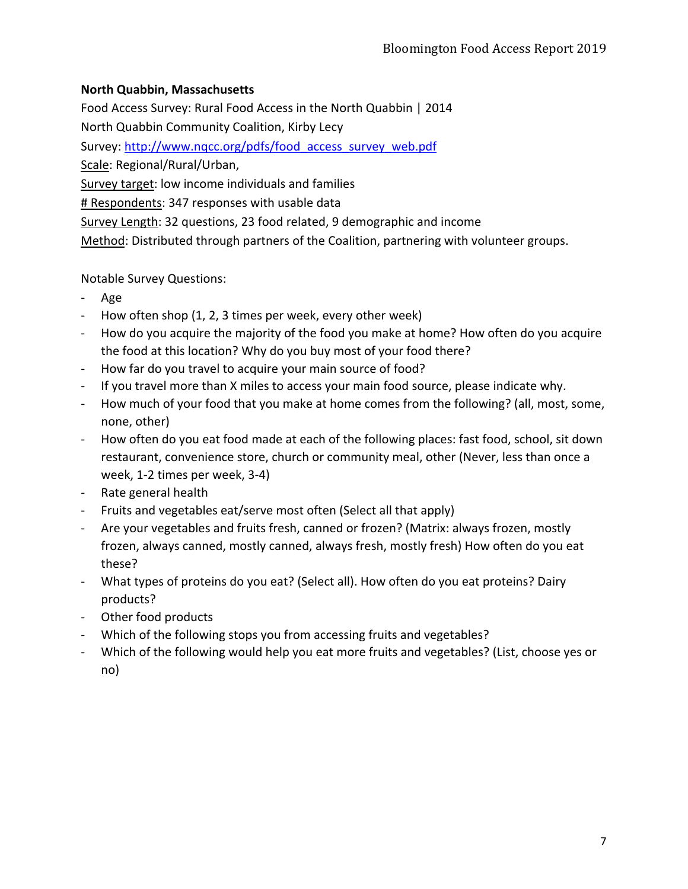**North Quabbin, Massachusetts**

Food Access Survey: Rural Food Access in the North Quabbin | 2014

North Quabbin Community Coalition, Kirby Lecy

Survey: [http://www.nqcc.org/pdfs/food_access_survey_web.pdf](http://www.nqcc.org/pdfs/food_access_survey_web.pdf)

Scale: Regional/Rural/Urban,

Survey target: low income individuals and families

# Respondents: 347 responses with usable data

Survey Length: 32 questions, 23 food related, 9 demographic and income

Method: Distributed through partners of the Coalition, partnering with volunteer groups.

Notable Survey Questions:

- Age
- How often shop (1, 2, 3 times per week, every other week)
- How do you acquire the majority of the food you make at home? How often do you acquire the food at this location? Why do you buy most of your food there?
- How far do you travel to acquire your main source of food?
- If you travel more than X miles to access your main food source, please indicate why.
- How much of your food that you make at home comes from the following? (all, most, some, none, other)
- How often do you eat food made at each of the following places: fast food, school, sit down restaurant, convenience store, church or community meal, other (Never, less than once a week, 1-2 times per week, 3-4)
- Rate general health
- Fruits and vegetables eat/serve most often (Select all that apply)
- Are your vegetables and fruits fresh, canned or frozen? (Matrix: always frozen, mostly frozen, always canned, mostly canned, always fresh, mostly fresh) How often do you eat these?
- What types of proteins do you eat? (Select all). How often do you eat proteins? Dairy products?
- Other food products
- Which of the following stops you from accessing fruits and vegetables?
- Which of the following would help you eat more fruits and vegetables? (List, choose yes or no)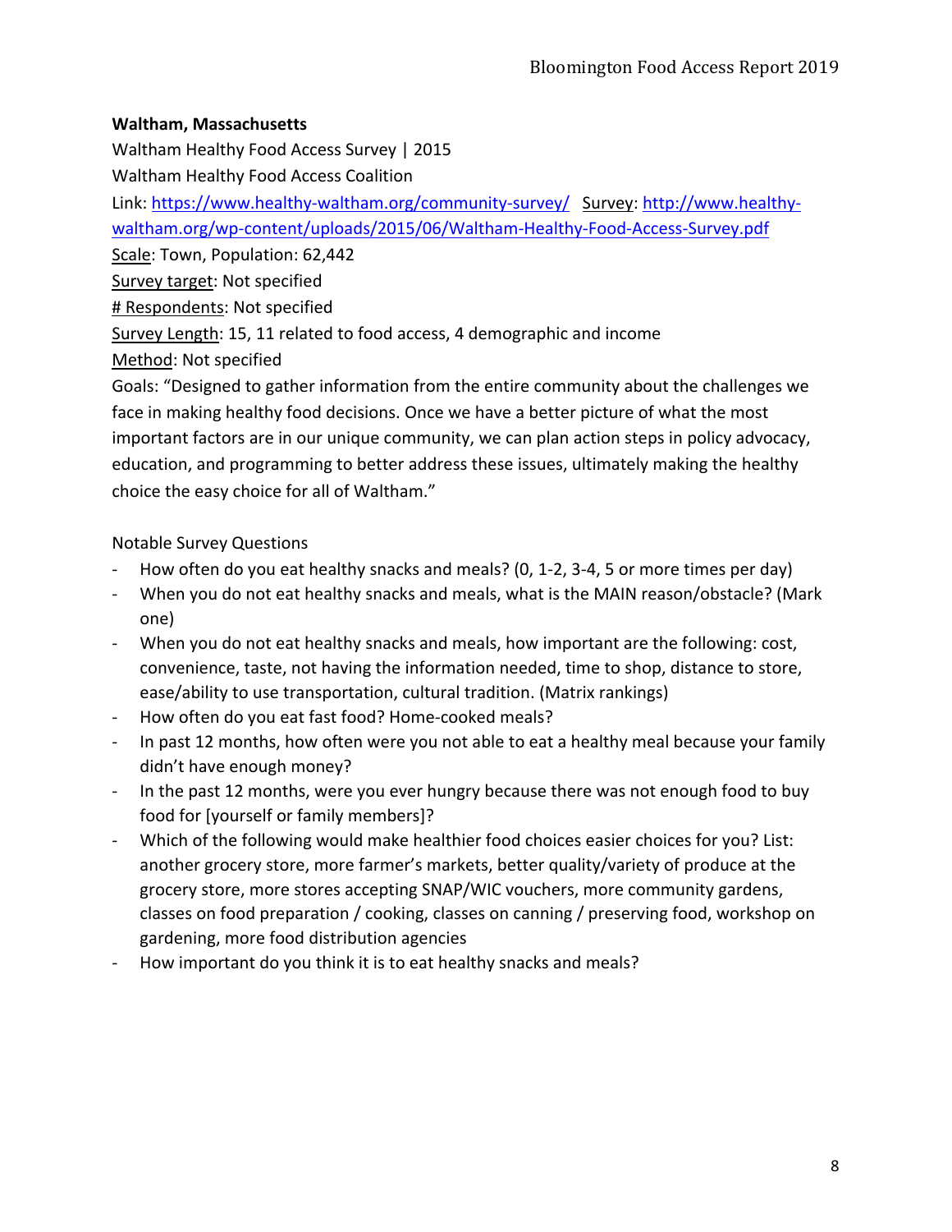**Waltham, Massachusetts**

Waltham Healthy Food Access Survey | 2015

Waltham Healthy Food Access Coalition

Link: https://www.healthy-waltham.org/community-survey/ Survey: http://www.healthy-waltham.org/wp-content/uploads/2015/06/Waltham-Healthy-Food-Access-Survey.pdf

Scale: Town, Population: 62,442

Survey target: Not specified

# Respondents: Not specified

Survey Length: 15, 11 related to food access, 4 demographic and income

Method: Not specified

Goals: "Designed to gather information from the entire community about the challenges we face in making healthy food decisions. Once we have a better picture of what the most important factors are in our unique community, we can plan action steps in policy advocacy, education, and programming to better address these issues, ultimately making the healthy choice the easy choice for all of Waltham."

Notable Survey Questions

- How often do you eat healthy snacks and meals? (0, 1-2, 3-4, 5 or more times per day)
- When you do not eat healthy snacks and meals, what is the MAIN reason/obstacle? (Mark one)
- When you do not eat healthy snacks and meals, how important are the following: cost, convenience, taste, not having the information needed, time to shop, distance to store, ease/ability to use transportation, cultural tradition. (Matrix rankings)
- How often do you eat fast food? Home-cooked meals?
- In past 12 months, how often were you not able to eat a healthy meal because your family didn't have enough money?
- In the past 12 months, were you ever hungry because there was not enough food to buy food for [yourself or family members]?
- Which of the following would make healthier food choices easier choices for you? List: another grocery store, more farmer's markets, better quality/variety of produce at the grocery store, more stores accepting SNAP/WIC vouchers, more community gardens, classes on food preparation / cooking, classes on canning / preserving food, workshop on gardening, more food distribution agencies
- How important do you think it is to eat healthy snacks and meals?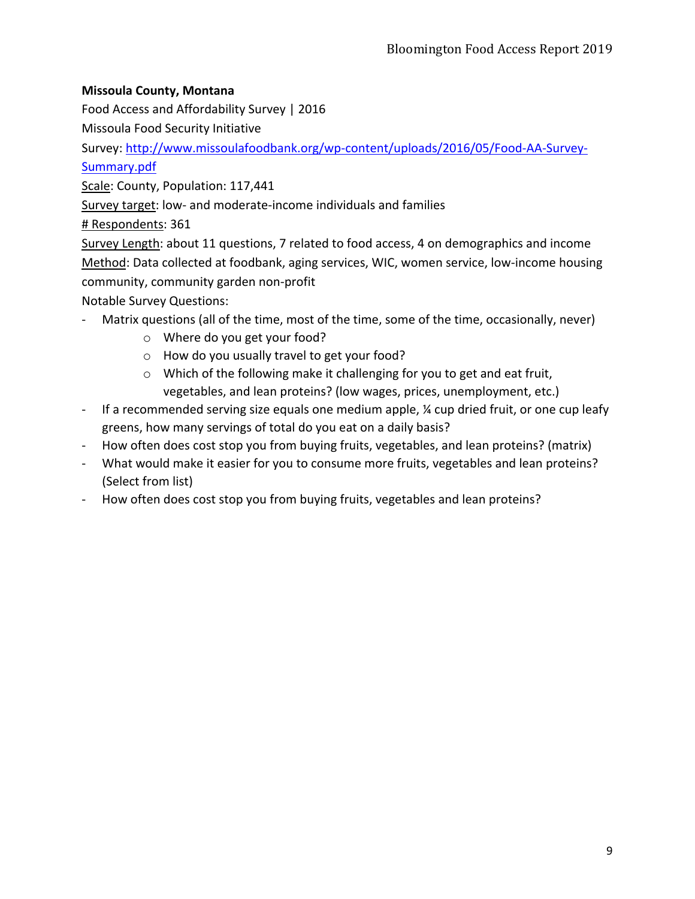**Missoula County, Montana**

Food Access and Affordability Survey | 2016

Missoula Food Security Initiative

Survey: [http://www.missoulafoodbank.org/wp-content/uploads/2016/05/Food-AA-Survey-Summary.pdf](http://www.missoulafoodbank.org/wp-content/uploads/2016/05/Food-AA-Survey-Summary.pdf)

Scale: County, Population: 117,441

Survey target: low- and moderate-income individuals and families

# Respondents: 361

Survey Length: about 11 questions, 7 related to food access, 4 on demographics and income

Method: Data collected at foodbank, aging services, WIC, women service, low-income housing community, community garden non-profit

Notable Survey Questions:

- Matrix questions (all of the time, most of the time, some of the time, occasionally, never)
    - Where do you get your food?
    - How do you usually travel to get your food?
    - Which of the following make it challenging for you to get and eat fruit, vegetables, and lean proteins? (low wages, prices, unemployment, etc.)
- If a recommended serving size equals one medium apple, ¼ cup dried fruit, or one cup leafy greens, how many servings of total do you eat on a daily basis?
- How often does cost stop you from buying fruits, vegetables, and lean proteins? (matrix)
- What would make it easier for you to consume more fruits, vegetables and lean proteins? (Select from list)
- How often does cost stop you from buying fruits, vegetables and lean proteins?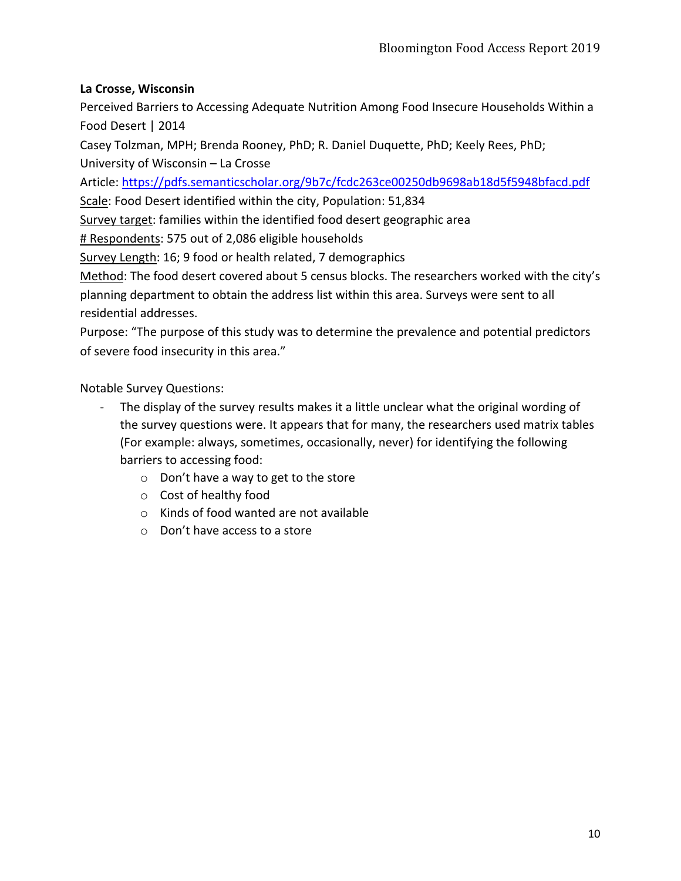**La Crosse, Wisconsin**

Perceived Barriers to Accessing Adequate Nutrition Among Food Insecure Households Within a Food Desert | 2014

Casey Tolzman, MPH; Brenda Rooney, PhD; R. Daniel Duquette, PhD; Keely Rees, PhD; University of Wisconsin – La Crosse

Article: https://pdfs.semanticscholar.org/9b7c/fcdc263ce00250db9698ab18d5f5948bfacd.pdf

Scale: Food Desert identified within the city, Population: 51,834

Survey target: families within the identified food desert geographic area

# Respondents: 575 out of 2,086 eligible households

Survey Length: 16; 9 food or health related, 7 demographics

Method: The food desert covered about 5 census blocks. The researchers worked with the city's planning department to obtain the address list within this area. Surveys were sent to all residential addresses.

Purpose: "The purpose of this study was to determine the prevalence and potential predictors of severe food insecurity in this area."

Notable Survey Questions:

- The display of the survey results makes it a little unclear what the original wording of the survey questions were. It appears that for many, the researchers used matrix tables (For example: always, sometimes, occasionally, never) for identifying the following barriers to accessing food:
  - Don't have a way to get to the store
  - Cost of healthy food
  - Kinds of food wanted are not available
  - Don't have access to a store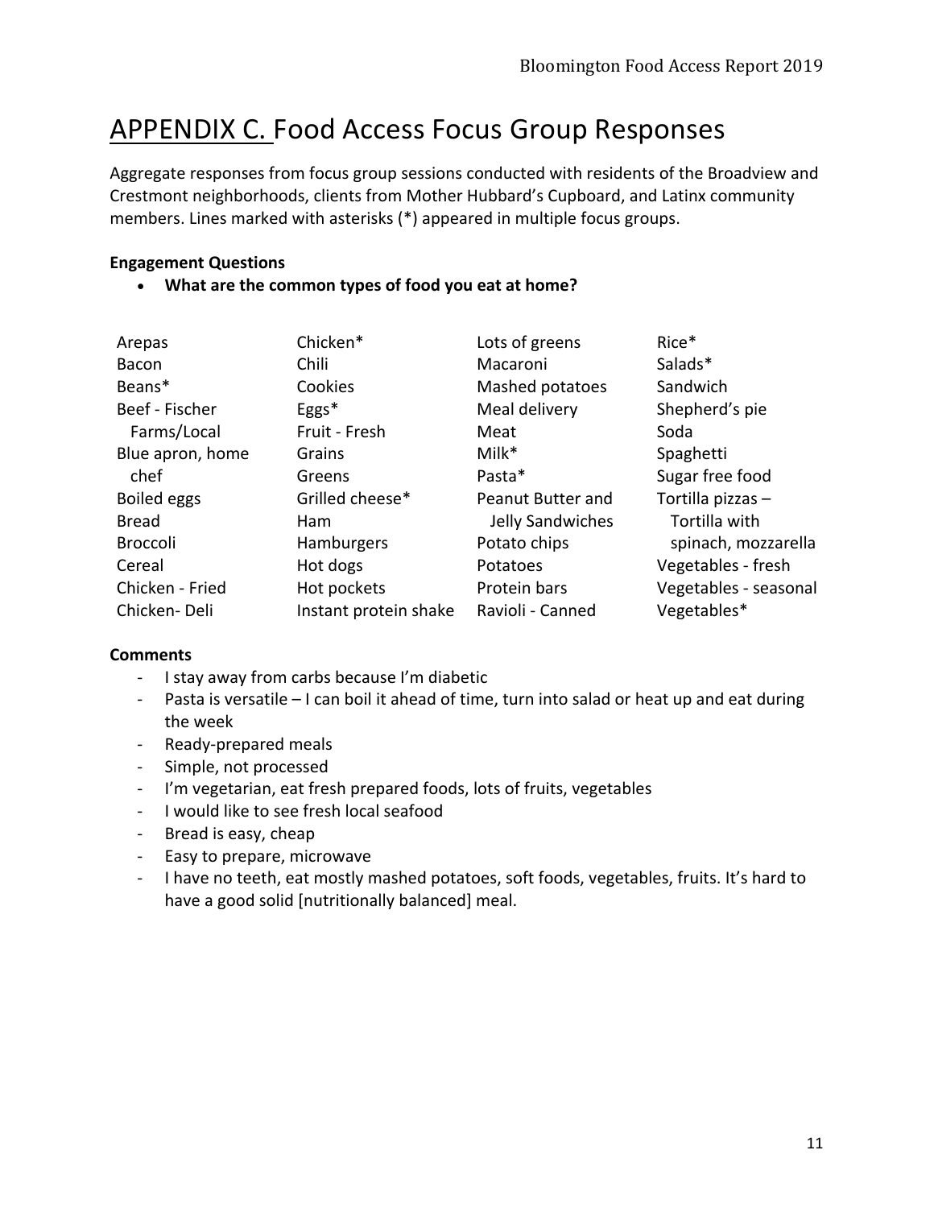# APPENDIX C. Food Access Focus Group Responses

Aggregate responses from focus group sessions conducted with residents of the Broadview and Crestmont neighborhoods, clients from Mother Hubbard's Cupboard, and Latinx community members. Lines marked with asterisks (*) appeared in multiple focus groups.

**Engagement Questions**

- **What are the common types of food you eat at home?**

Arepas
Bacon
Beans*
Beef - Fischer Farms/Local
Blue apron, home chef
Boiled eggs
Bread
Broccoli
Cereal
Chicken - Fried
Chicken- Deli
Chicken*
Chili
Cookies
Eggs*
Fruit - Fresh
Grains
Greens
Grilled cheese*
Ham
Hamburgers
Hot dogs
Hot pockets
Instant protein shake
Lots of greens
Macaroni
Mashed potatoes
Meal delivery
Meat
Milk*
Pasta*
Peanut Butter and Jelly Sandwiches
Potato chips
Potatoes
Protein bars
Ravioli - Canned
Rice*
Salads*
Sandwich
Shepherd's pie
Soda
Spaghetti
Sugar free food
Tortilla pizzas – Tortilla with spinach, mozzarella
Vegetables - fresh
Vegetables - seasonal
Vegetables*

**Comments**

- I stay away from carbs because I'm diabetic
- Pasta is versatile – I can boil it ahead of time, turn into salad or heat up and eat during the week
- Ready-prepared meals
- Simple, not processed
- I'm vegetarian, eat fresh prepared foods, lots of fruits, vegetables
- I would like to see fresh local seafood
- Bread is easy, cheap
- Easy to prepare, microwave
- I have no teeth, eat mostly mashed potatoes, soft foods, vegetables, fruits. It's hard to have a good solid [nutritionally balanced] meal.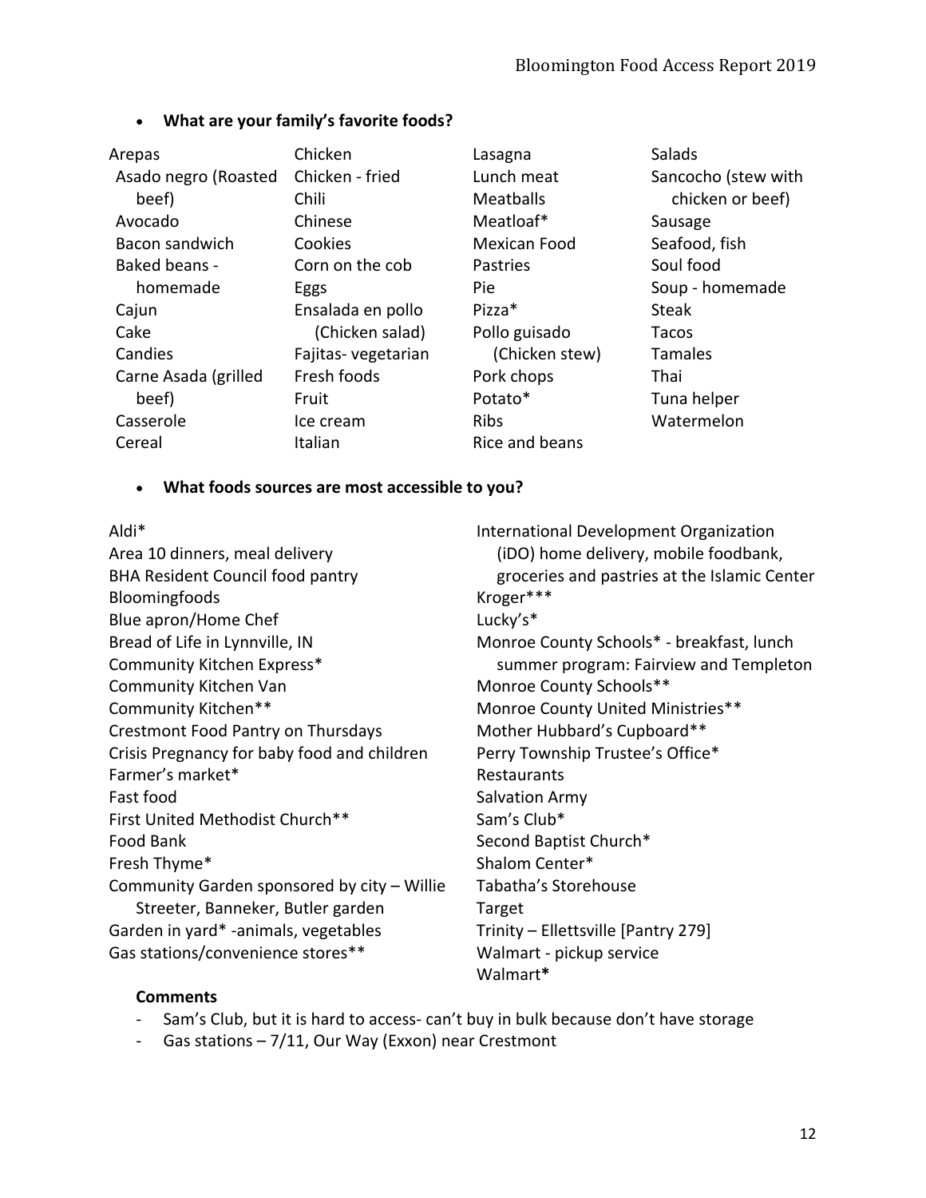- **What are your family's favorite foods?**

Arepas
Asado negro (Roasted beef)
Avocado
Bacon sandwich
Baked beans - homemade
Cajun
Cake
Candies
Carne Asada (grilled beef)
Casserole
Cereal
Chicken
Chicken - fried
Chili
Chinese
Cookies
Corn on the cob
Eggs
Ensalada en pollo (Chicken salad)
Fajitas- vegetarian
Fresh foods
Fruit
Ice cream
Italian
Lasagna
Lunch meat
Meatballs
Meatloaf*
Mexican Food
Pastries
Pie
Pizza*
Pollo guisado (Chicken stew)
Pork chops
Potato*
Ribs
Rice and beans
Salads
Sancocho (stew with chicken or beef)
Sausage
Seafood, fish
Soul food
Soup - homemade
Steak
Tacos
Tamales
Thai
Tuna helper
Watermelon

- **What foods sources are most accessible to you?**

Aldi*
Area 10 dinners, meal delivery
BHA Resident Council food pantry
Bloomingfoods
Blue apron/Home Chef
Bread of Life in Lynnville, IN
Community Kitchen Express*
Community Kitchen Van
Community Kitchen**
Crestmont Food Pantry on Thursdays
Crisis Pregnancy for baby food and children
Farmer's market*
Fast food
First United Methodist Church**
Food Bank
Fresh Thyme*
Community Garden sponsored by city – Willie Streeter, Banneker, Butler garden
Garden in yard* -animals, vegetables
Gas stations/convenience stores**
International Development Organization (iDO) home delivery, mobile foodbank, groceries and pastries at the Islamic Center
Kroger***
Lucky's*
Monroe County Schools* - breakfast, lunch summer program: Fairview and Templeton
Monroe County Schools**
Monroe County United Ministries**
Mother Hubbard's Cupboard**
Perry Township Trustee's Office*
Restaurants
Salvation Army
Sam's Club*
Second Baptist Church*
Shalom Center*
Tabatha's Storehouse
Target
Trinity – Ellettsville [Pantry 279]
Walmart - pickup service
Walmart*

**Comments**

- Sam's Club, but it is hard to access- can't buy in bulk because don't have storage
- Gas stations – 7/11, Our Way (Exxon) near Crestmont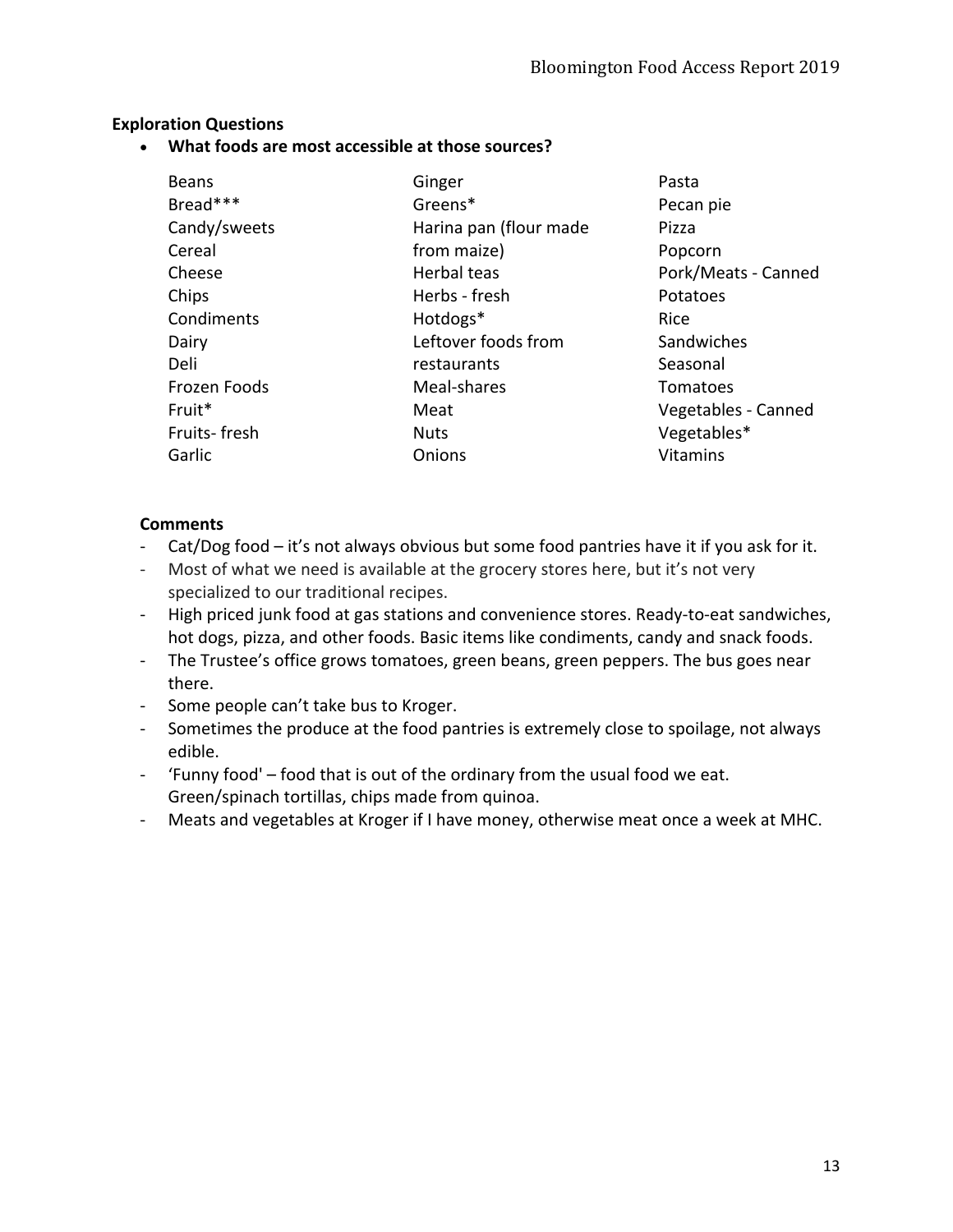**Exploration Questions**

- **What foods are most accessible at those sources?**

Beans
Bread***
Candy/sweets
Cereal
Cheese
Chips
Condiments
Dairy
Deli
Frozen Foods
Fruit*
Fruits- fresh
Garlic
Ginger
Greens*
Harina pan (flour made from maize)
Herbal teas
Herbs - fresh
Hotdogs*
Leftover foods from restaurants
Meal-shares
Meat
Nuts
Onions
Pasta
Pecan pie
Pizza
Popcorn
Pork/Meats - Canned
Potatoes
Rice
Sandwiches
Seasonal
Tomatoes
Vegetables - Canned
Vegetables*
Vitamins

**Comments**

- Cat/Dog food – it's not always obvious but some food pantries have it if you ask for it.
- Most of what we need is available at the grocery stores here, but it's not very specialized to our traditional recipes.
- High priced junk food at gas stations and convenience stores. Ready-to-eat sandwiches, hot dogs, pizza, and other foods. Basic items like condiments, candy and snack foods.
- The Trustee's office grows tomatoes, green beans, green peppers. The bus goes near there.
- Some people can't take bus to Kroger.
- Sometimes the produce at the food pantries is extremely close to spoilage, not always edible.
- 'Funny food' – food that is out of the ordinary from the usual food we eat. Green/spinach tortillas, chips made from quinoa.
- Meats and vegetables at Kroger if I have money, otherwise meat once a week at MHC.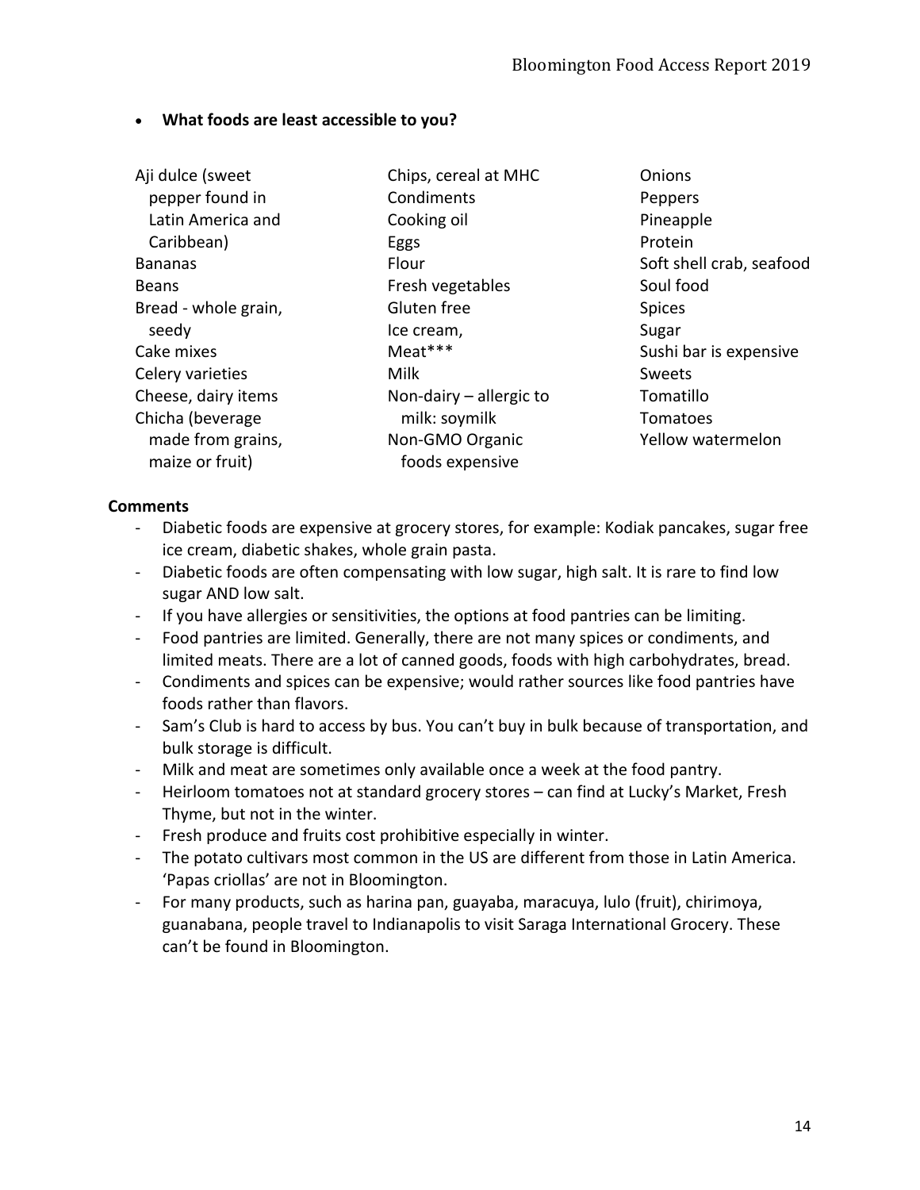- **What foods are least accessible to you?**

Aji dulce (sweet pepper found in Latin America and Caribbean)
Bananas
Beans
Bread - whole grain, seedy
Cake mixes
Celery varieties
Cheese, dairy items
Chicha (beverage made from grains, maize or fruit)
Chips, cereal at MHC
Condiments
Cooking oil
Eggs
Flour
Fresh vegetables
Gluten free
Ice cream,
Meat***
Milk
Non-dairy – allergic to milk: soymilk
Non-GMO Organic foods expensive
Onions
Peppers
Pineapple
Protein
Soft shell crab, seafood
Soul food
Spices
Sugar
Sushi bar is expensive
Sweets
Tomatillo
Tomatoes
Yellow watermelon

**Comments**

- Diabetic foods are expensive at grocery stores, for example: Kodiak pancakes, sugar free ice cream, diabetic shakes, whole grain pasta.
- Diabetic foods are often compensating with low sugar, high salt. It is rare to find low sugar AND low salt.
- If you have allergies or sensitivities, the options at food pantries can be limiting.
- Food pantries are limited. Generally, there are not many spices or condiments, and limited meats. There are a lot of canned goods, foods with high carbohydrates, bread.
- Condiments and spices can be expensive; would rather sources like food pantries have foods rather than flavors.
- Sam's Club is hard to access by bus. You can't buy in bulk because of transportation, and bulk storage is difficult.
- Milk and meat are sometimes only available once a week at the food pantry.
- Heirloom tomatoes not at standard grocery stores – can find at Lucky's Market, Fresh Thyme, but not in the winter.
- Fresh produce and fruits cost prohibitive especially in winter.
- The potato cultivars most common in the US are different from those in Latin America. 'Papas criollas' are not in Bloomington.
- For many products, such as harina pan, guayaba, maracuya, lulo (fruit), chirimoya, guanabana, people travel to Indianapolis to visit Saraga International Grocery. These can't be found in Bloomington.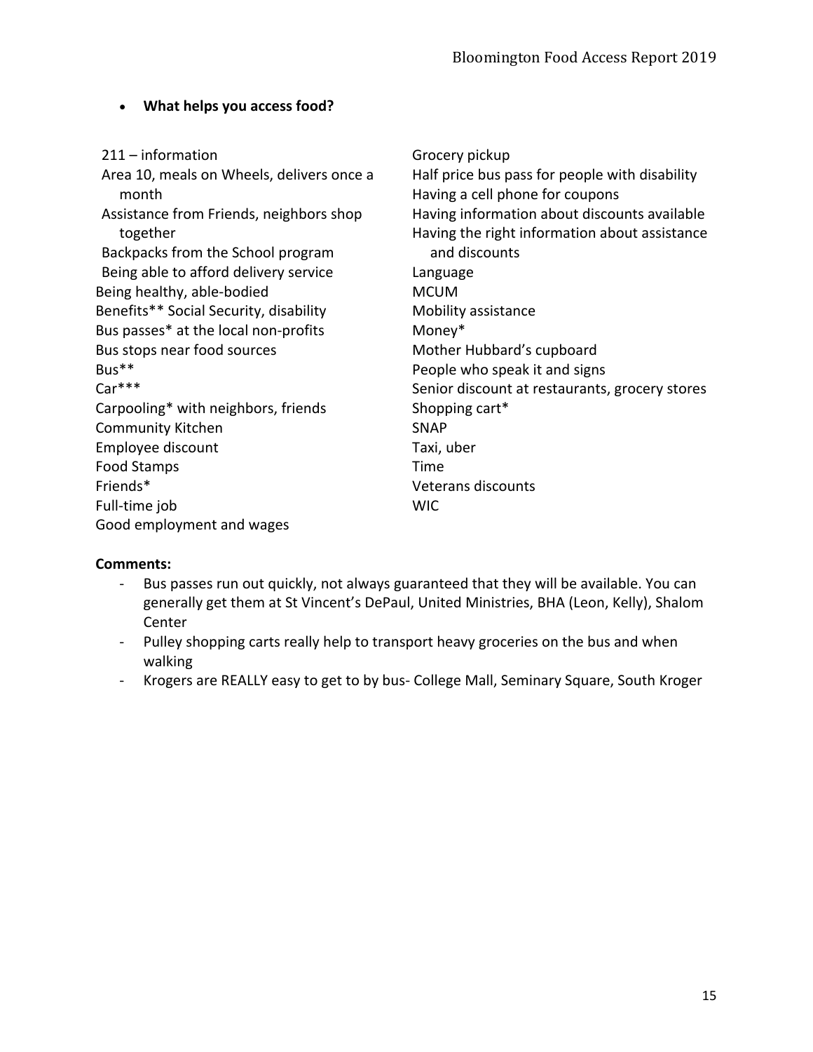- **What helps you access food?**

211 – information
Area 10, meals on Wheels, delivers once a month
Assistance from Friends, neighbors shop together
Backpacks from the School program
Being able to afford delivery service
Being healthy, able-bodied
Benefits** Social Security, disability
Bus passes* at the local non-profits
Bus stops near food sources
Bus**
Car***
Carpooling* with neighbors, friends
Community Kitchen
Employee discount
Food Stamps
Friends*
Full-time job
Good employment and wages
Grocery pickup
Half price bus pass for people with disability
Having a cell phone for coupons
Having information about discounts available
Having the right information about assistance and discounts
Language
MCUM
Mobility assistance
Money*
Mother Hubbard's cupboard
People who speak it and signs
Senior discount at restaurants, grocery stores
Shopping cart*
SNAP
Taxi, uber
Time
Veterans discounts
WIC

**Comments:**

- Bus passes run out quickly, not always guaranteed that they will be available. You can generally get them at St Vincent's DePaul, United Ministries, BHA (Leon, Kelly), Shalom Center
- Pulley shopping carts really help to transport heavy groceries on the bus and when walking
- Krogers are REALLY easy to get to by bus- College Mall, Seminary Square, South Kroger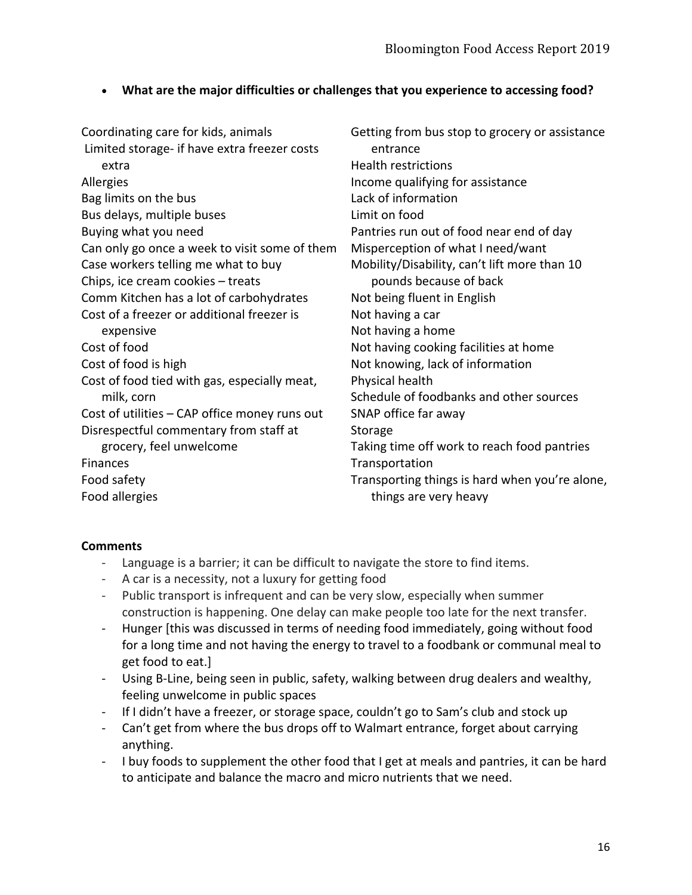- **What are the major difficulties or challenges that you experience to accessing food?**

Coordinating care for kids, animals
Limited storage- if have extra freezer costs extra
Allergies
Bag limits on the bus
Bus delays, multiple buses
Buying what you need
Can only go once a week to visit some of them
Case workers telling me what to buy
Chips, ice cream cookies – treats
Comm Kitchen has a lot of carbohydrates
Cost of a freezer or additional freezer is expensive
Cost of food
Cost of food is high
Cost of food tied with gas, especially meat, milk, corn
Cost of utilities – CAP office money runs out
Disrespectful commentary from staff at grocery, feel unwelcome
Finances
Food safety
Food allergies
Getting from bus stop to grocery or assistance entrance
Health restrictions
Income qualifying for assistance
Lack of information
Limit on food
Pantries run out of food near end of day
Misperception of what I need/want
Mobility/Disability, can't lift more than 10 pounds because of back
Not being fluent in English
Not having a car
Not having a home
Not having cooking facilities at home
Not knowing, lack of information
Physical health
Schedule of foodbanks and other sources
SNAP office far away
Storage
Taking time off work to reach food pantries
Transportation
Transporting things is hard when you're alone, things are very heavy

**Comments**

- Language is a barrier; it can be difficult to navigate the store to find items.
- A car is a necessity, not a luxury for getting food
- Public transport is infrequent and can be very slow, especially when summer construction is happening. One delay can make people too late for the next transfer.
- Hunger [this was discussed in terms of needing food immediately, going without food for a long time and not having the energy to travel to a foodbank or communal meal to get food to eat.]
- Using B-Line, being seen in public, safety, walking between drug dealers and wealthy, feeling unwelcome in public spaces
- If I didn't have a freezer, or storage space, couldn't go to Sam's club and stock up
- Can't get from where the bus drops off to Walmart entrance, forget about carrying anything.
- I buy foods to supplement the other food that I get at meals and pantries, it can be hard to anticipate and balance the macro and micro nutrients that we need.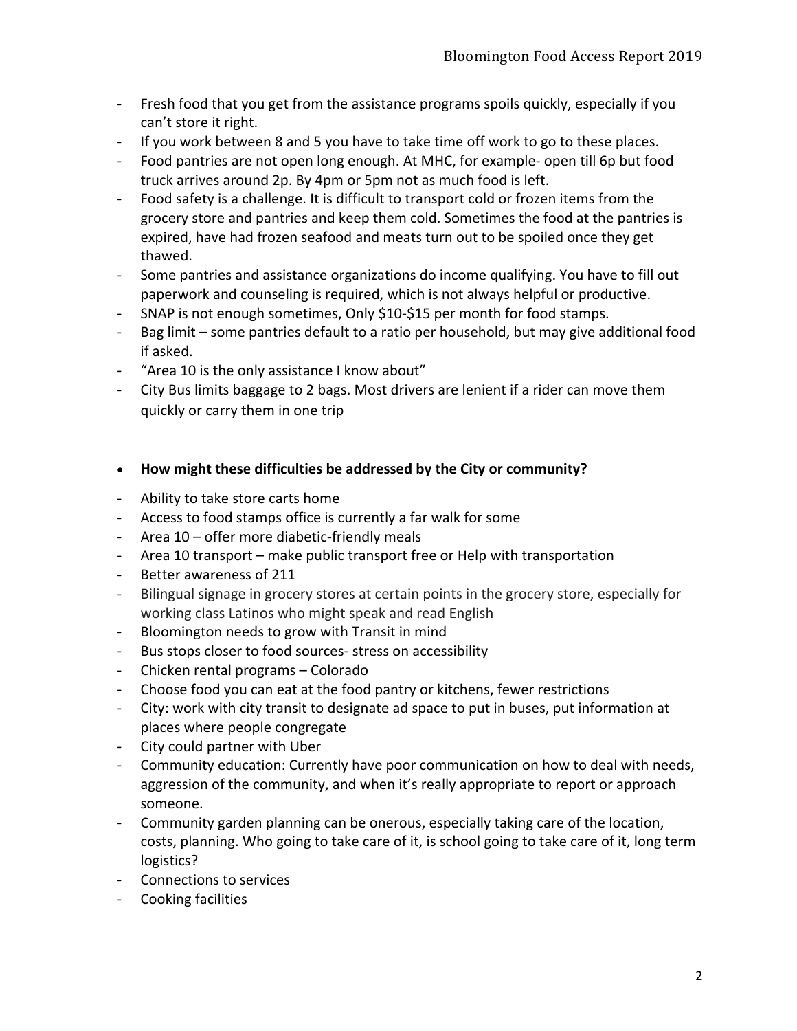- Fresh food that you get from the assistance programs spoils quickly, especially if you can't store it right.
- If you work between 8 and 5 you have to take time off work to go to these places.
- Food pantries are not open long enough. At MHC, for example- open till 6p but food truck arrives around 2p. By 4pm or 5pm not as much food is left.
- Food safety is a challenge. It is difficult to transport cold or frozen items from the grocery store and pantries and keep them cold. Sometimes the food at the pantries is expired, have had frozen seafood and meats turn out to be spoiled once they get thawed.
- Some pantries and assistance organizations do income qualifying. You have to fill out paperwork and counseling is required, which is not always helpful or productive.
- SNAP is not enough sometimes, Only $10-$15 per month for food stamps.
- Bag limit – some pantries default to a ratio per household, but may give additional food if asked.
- "Area 10 is the only assistance I know about"
- City Bus limits baggage to 2 bags. Most drivers are lenient if a rider can move them quickly or carry them in one trip

- **How might these difficulties be addressed by the City or community?**

- Ability to take store carts home
- Access to food stamps office is currently a far walk for some
- Area 10 – offer more diabetic-friendly meals
- Area 10 transport – make public transport free or Help with transportation
- Better awareness of 211
- Bilingual signage in grocery stores at certain points in the grocery store, especially for working class Latinos who might speak and read English
- Bloomington needs to grow with Transit in mind
- Bus stops closer to food sources- stress on accessibility
- Chicken rental programs – Colorado
- Choose food you can eat at the food pantry or kitchens, fewer restrictions
- City: work with city transit to designate ad space to put in buses, put information at places where people congregate
- City could partner with Uber
- Community education: Currently have poor communication on how to deal with needs, aggression of the community, and when it's really appropriate to report or approach someone.
- Community garden planning can be onerous, especially taking care of the location, costs, planning. Who going to take care of it, is school going to take care of it, long term logistics?
- Connections to services
- Cooking facilities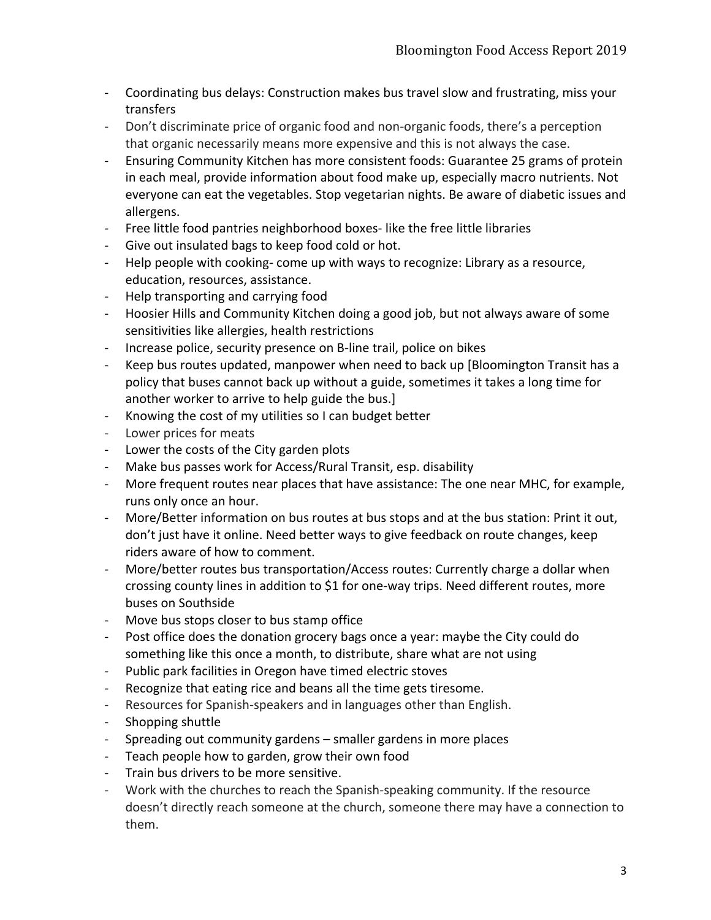- Coordinating bus delays: Construction makes bus travel slow and frustrating, miss your transfers
- Don't discriminate price of organic food and non-organic foods, there's a perception that organic necessarily means more expensive and this is not always the case.
- Ensuring Community Kitchen has more consistent foods: Guarantee 25 grams of protein in each meal, provide information about food make up, especially macro nutrients. Not everyone can eat the vegetables. Stop vegetarian nights. Be aware of diabetic issues and allergens.
- Free little food pantries neighborhood boxes- like the free little libraries
- Give out insulated bags to keep food cold or hot.
- Help people with cooking- come up with ways to recognize: Library as a resource, education, resources, assistance.
- Help transporting and carrying food
- Hoosier Hills and Community Kitchen doing a good job, but not always aware of some sensitivities like allergies, health restrictions
- Increase police, security presence on B-line trail, police on bikes
- Keep bus routes updated, manpower when need to back up [Bloomington Transit has a policy that buses cannot back up without a guide, sometimes it takes a long time for another worker to arrive to help guide the bus.]
- Knowing the cost of my utilities so I can budget better
- Lower prices for meats
- Lower the costs of the City garden plots
- Make bus passes work for Access/Rural Transit, esp. disability
- More frequent routes near places that have assistance: The one near MHC, for example, runs only once an hour.
- More/Better information on bus routes at bus stops and at the bus station: Print it out, don't just have it online. Need better ways to give feedback on route changes, keep riders aware of how to comment.
- More/better routes bus transportation/Access routes: Currently charge a dollar when crossing county lines in addition to $1 for one-way trips. Need different routes, more buses on Southside
- Move bus stops closer to bus stamp office
- Post office does the donation grocery bags once a year: maybe the City could do something like this once a month, to distribute, share what are not using
- Public park facilities in Oregon have timed electric stoves
- Recognize that eating rice and beans all the time gets tiresome.
- Resources for Spanish-speakers and in languages other than English.
- Shopping shuttle
- Spreading out community gardens – smaller gardens in more places
- Teach people how to garden, grow their own food
- Train bus drivers to be more sensitive.
- Work with the churches to reach the Spanish-speaking community. If the resource doesn't directly reach someone at the church, someone there may have a connection to them.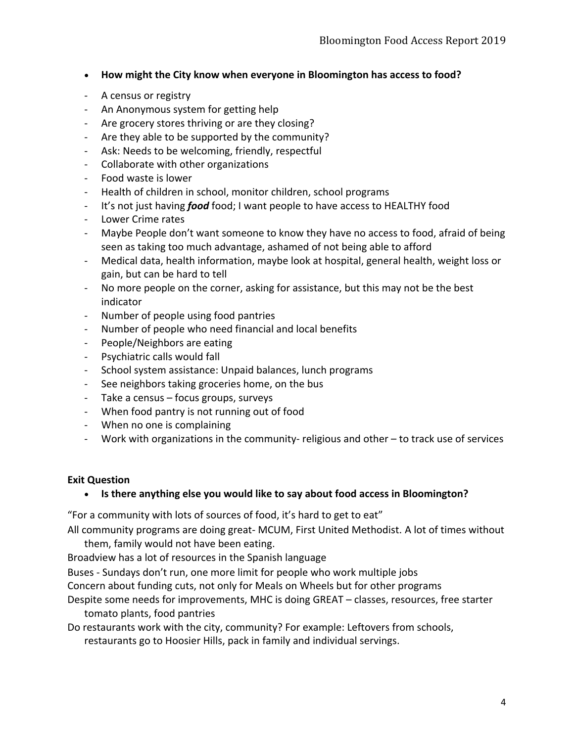- **How might the City know when everyone in Bloomington has access to food?**

- A census or registry
- An Anonymous system for getting help
- Are grocery stores thriving or are they closing?
- Are they able to be supported by the community?
- Ask: Needs to be welcoming, friendly, respectful
- Collaborate with other organizations
- Food waste is lower
- Health of children in school, monitor children, school programs
- It's not just having ***food*** food; I want people to have access to HEALTHY food
- Lower Crime rates
- Maybe People don't want someone to know they have no access to food, afraid of being seen as taking too much advantage, ashamed of not being able to afford
- Medical data, health information, maybe look at hospital, general health, weight loss or gain, but can be hard to tell
- No more people on the corner, asking for assistance, but this may not be the best indicator
- Number of people using food pantries
- Number of people who need financial and local benefits
- People/Neighbors are eating
- Psychiatric calls would fall
- School system assistance: Unpaid balances, lunch programs
- See neighbors taking groceries home, on the bus
- Take a census – focus groups, surveys
- When food pantry is not running out of food
- When no one is complaining
- Work with organizations in the community- religious and other – to track use of services

**Exit Question**

- **Is there anything else you would like to say about food access in Bloomington?**

"For a community with lots of sources of food, it's hard to get to eat"

All community programs are doing great- MCUM, First United Methodist. A lot of times without them, family would not have been eating.

Broadview has a lot of resources in the Spanish language

Buses - Sundays don't run, one more limit for people who work multiple jobs

Concern about funding cuts, not only for Meals on Wheels but for other programs

Despite some needs for improvements, MHC is doing GREAT – classes, resources, free starter tomato plants, food pantries

Do restaurants work with the city, community? For example: Leftovers from schools, restaurants go to Hoosier Hills, pack in family and individual servings.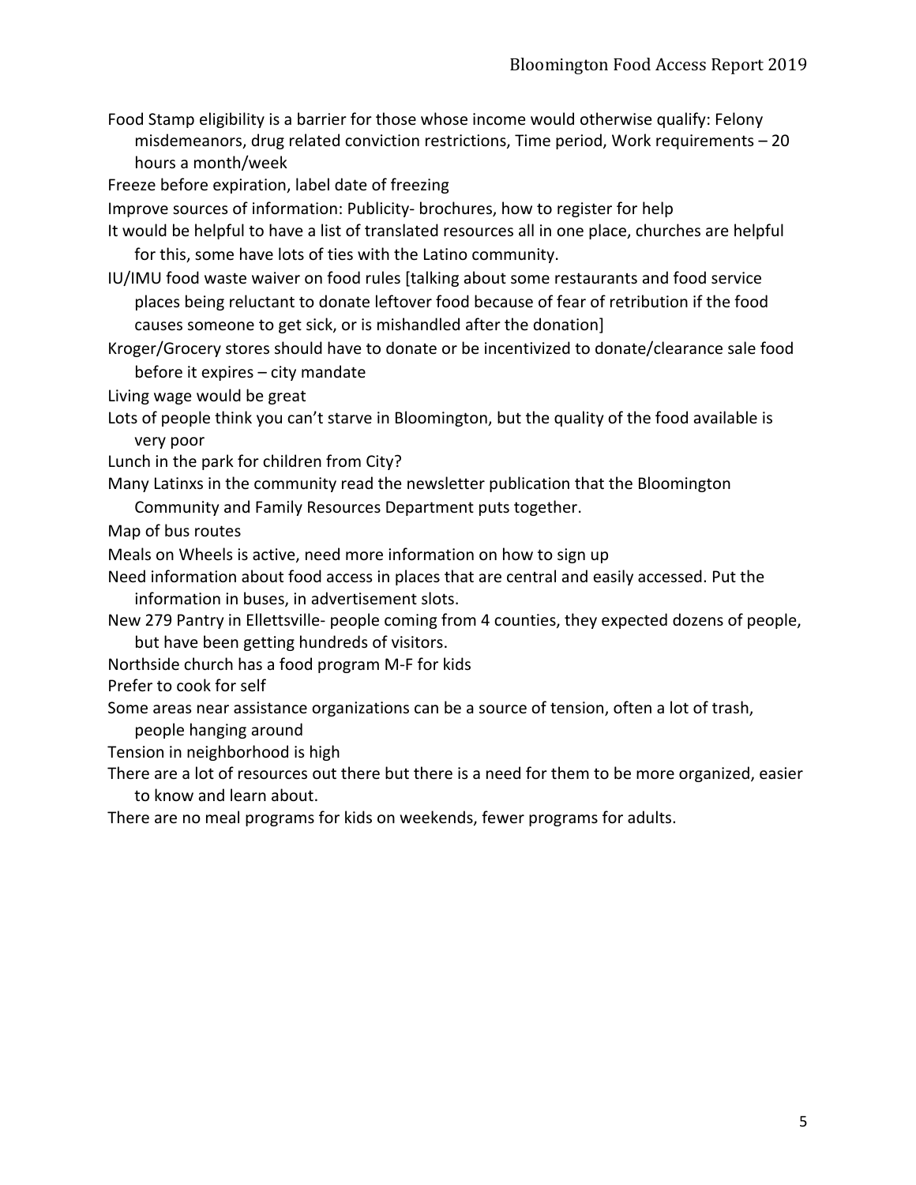Food Stamp eligibility is a barrier for those whose income would otherwise qualify: Felony misdemeanors, drug related conviction restrictions, Time period, Work requirements – 20 hours a month/week

Freeze before expiration, label date of freezing

Improve sources of information: Publicity- brochures, how to register for help

It would be helpful to have a list of translated resources all in one place, churches are helpful for this, some have lots of ties with the Latino community.

IU/IMU food waste waiver on food rules [talking about some restaurants and food service places being reluctant to donate leftover food because of fear of retribution if the food causes someone to get sick, or is mishandled after the donation]

Kroger/Grocery stores should have to donate or be incentivized to donate/clearance sale food before it expires – city mandate

Living wage would be great

Lots of people think you can't starve in Bloomington, but the quality of the food available is very poor

Lunch in the park for children from City?

Many Latinxs in the community read the newsletter publication that the Bloomington Community and Family Resources Department puts together.

Map of bus routes

Meals on Wheels is active, need more information on how to sign up

Need information about food access in places that are central and easily accessed. Put the information in buses, in advertisement slots.

New 279 Pantry in Ellettsville- people coming from 4 counties, they expected dozens of people, but have been getting hundreds of visitors.

Northside church has a food program M-F for kids

Prefer to cook for self

Some areas near assistance organizations can be a source of tension, often a lot of trash, people hanging around

Tension in neighborhood is high

There are a lot of resources out there but there is a need for them to be more organized, easier to know and learn about.

There are no meal programs for kids on weekends, fewer programs for adults.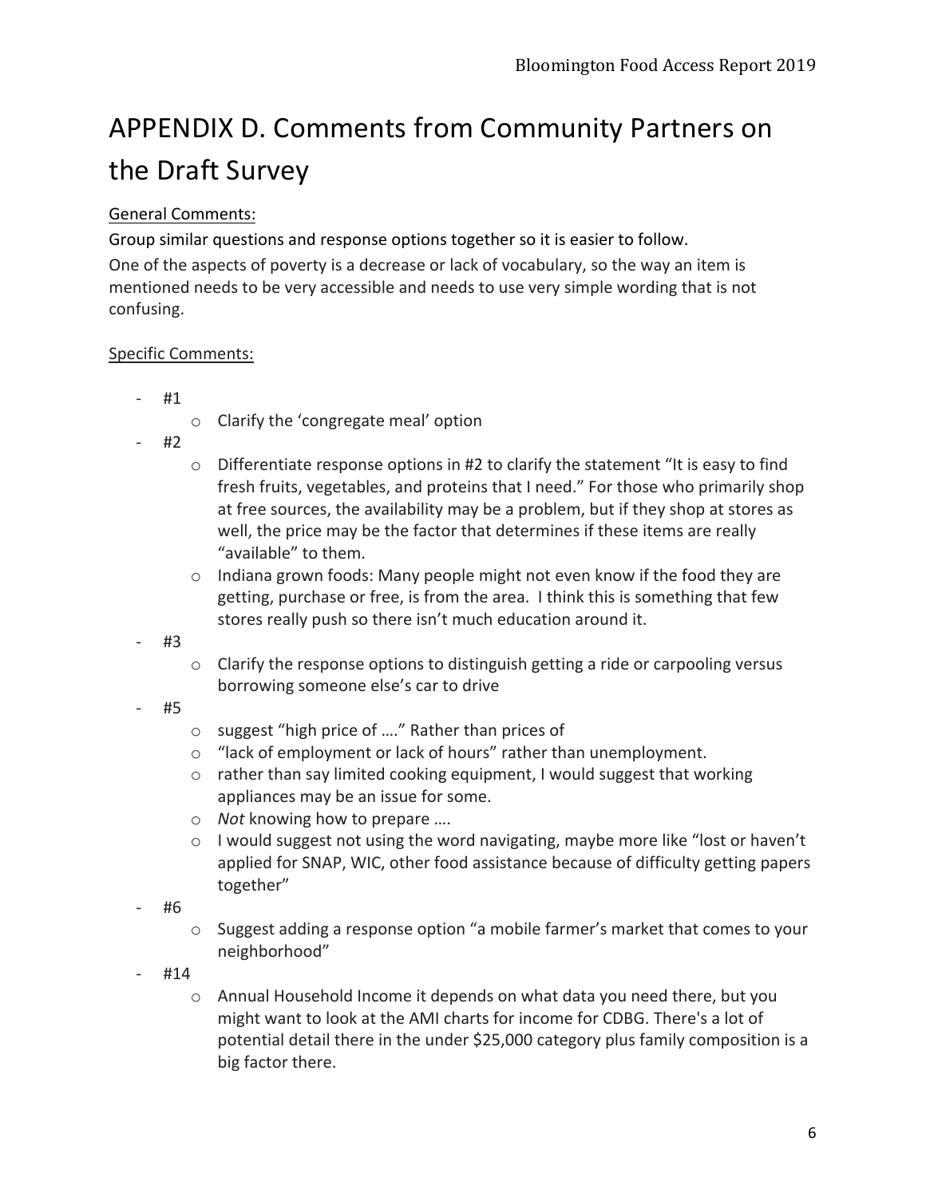# APPENDIX D. Comments from Community Partners on the Draft Survey

General Comments:

Group similar questions and response options together so it is easier to follow.

One of the aspects of poverty is a decrease or lack of vocabulary, so the way an item is mentioned needs to be very accessible and needs to use very simple wording that is not confusing.

Specific Comments:

- #1
  - Clarify the 'congregate meal' option
- #2
  - Differentiate response options in #2 to clarify the statement "It is easy to find fresh fruits, vegetables, and proteins that I need." For those who primarily shop at free sources, the availability may be a problem, but if they shop at stores as well, the price may be the factor that determines if these items are really "available" to them.
  - Indiana grown foods: Many people might not even know if the food they are getting, purchase or free, is from the area. I think this is something that few stores really push so there isn't much education around it.
- #3
  - Clarify the response options to distinguish getting a ride or carpooling versus borrowing someone else's car to drive
- #5
  - suggest "high price of …." Rather than prices of
  - "lack of employment or lack of hours" rather than unemployment.
  - rather than say limited cooking equipment, I would suggest that working appliances may be an issue for some.
  - *Not* knowing how to prepare ….
  - I would suggest not using the word navigating, maybe more like "lost or haven't applied for SNAP, WIC, other food assistance because of difficulty getting papers together"
- #6
  - Suggest adding a response option "a mobile farmer's market that comes to your neighborhood"
- #14
  - Annual Household Income it depends on what data you need there, but you might want to look at the AMI charts for income for CDBG. There's a lot of potential detail there in the under $25,000 category plus family composition is a big factor there.